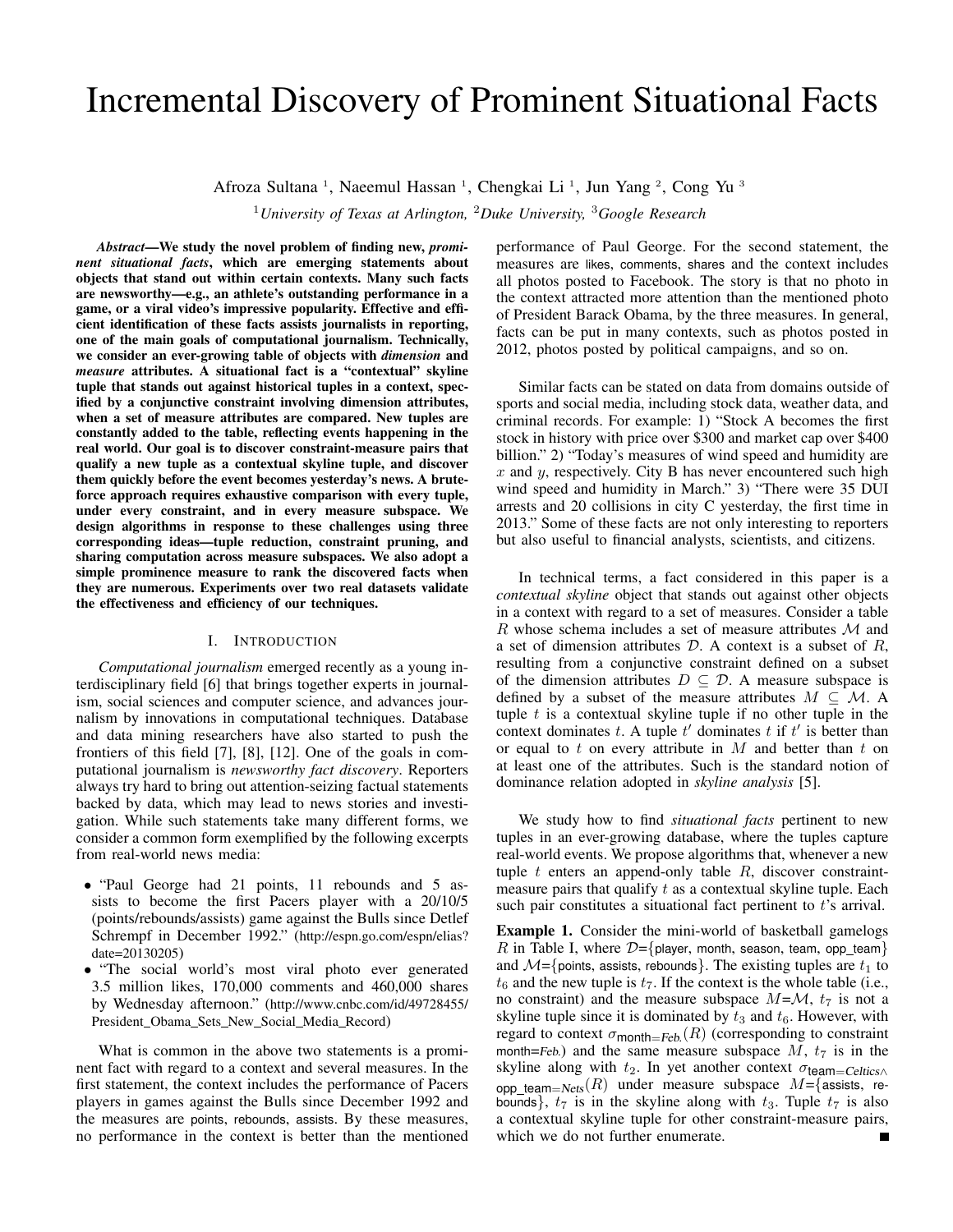# Incremental Discovery of Prominent Situational Facts

Afroza Sultana [1], Naeemul Hassan [1], Chengkai Li [1], Jun Yang [2], Cong Yu [3]

[1] *University of Texas at Arlington,* [2] *Duke University,* [3] *Google Research*

***Abstract*—We study the novel problem of finding new, *prominent situational facts*, which are emerging statements about objects that stand out within certain contexts. Many such facts are newsworthy—e.g., an athlete's outstanding performance in a game, or a viral video's impressive popularity. Effective and efficient identification of these facts assists journalists in reporting, one of the main goals of computational journalism. Technically, we consider an ever-growing table of objects with *dimension* and *measure* attributes. A situational fact is a "contextual" skyline tuple that stands out against historical tuples in a context, specified by a conjunctive constraint involving dimension attributes, when a set of measure attributes are compared. New tuples are constantly added to the table, reflecting events happening in the real world. Our goal is to discover constraint-measure pairs that qualify a new tuple as a contextual skyline tuple, and discover them quickly before the event becomes yesterday's news. A brute-force approach requires exhaustive comparison with every tuple, under every constraint, and in every measure subspace. We design algorithms in response to these challenges using three corresponding ideas—tuple reduction, constraint pruning, and sharing computation across measure subspaces. We also adopt a simple prominence measure to rank the discovered facts when they are numerous. Experiments over two real datasets validate the effectiveness and efficiency of our techniques.**

## I. Introduction

*Computational journalism* emerged recently as a young interdisciplinary field [6] that brings together experts in journalism, social sciences and computer science, and advances journalism by innovations in computational techniques. Database and data mining researchers have also started to push the frontiers of this field [7], [8], [12]. One of the goals in computational journalism is *newsworthy fact discovery*. Reporters always try hard to bring out attention-seizing factual statements backed by data, which may lead to news stories and investigation. While such statements take many different forms, we consider a common form exemplified by the following excerpts from real-world news media:

- "Paul George had 21 points, 11 rebounds and 5 assists to become the first Pacers player with a 20/10/5 (points/rebounds/assists) game against the Bulls since Detlef Schrempf in December 1992." (http://espn.go.com/espn/elias?date=20130205)
- "The social world's most viral photo ever generated 3.5 million likes, 170,000 comments and 460,000 shares by Wednesday afternoon." (http://www.cnbc.com/id/49728455/President_Obama_Sets_New_Social_Media_Record)

What is common in the above two statements is a prominent fact with regard to a context and several measures. In the first statement, the context includes the performance of Pacers players in games against the Bulls since December 1992 and the measures are points, rebounds, assists. By these measures, no performance in the context is better than the mentioned performance of Paul George. For the second statement, the measures are likes, comments, shares and the context includes all photos posted to Facebook. The story is that no photo in the context attracted more attention than the mentioned photo of President Barack Obama, by the three measures. In general, facts can be put in many contexts, such as photos posted in 2012, photos posted by political campaigns, and so on.

Similar facts can be stated on data from domains outside of sports and social media, including stock data, weather data, and criminal records. For example: 1) "Stock A becomes the first stock in history with price over \$300 and market cap over \$400 billion." 2) "Today's measures of wind speed and humidity are $x$ and $y$, respectively. City B has never encountered such high wind speed and humidity in March." 3) "There were 35 DUI arrests and 20 collisions in city C yesterday, the first time in 2013." Some of these facts are not only interesting to reporters but also useful to financial analysts, scientists, and citizens.

In technical terms, a fact considered in this paper is a *contextual skyline* object that stands out against other objects in a context with regard to a set of measures. Consider a table $R$ whose schema includes a set of measure attributes $\mathcal{M}$ and a set of dimension attributes $\mathcal{D}$. A context is a subset of $R$, resulting from a conjunctive constraint defined on a subset of the dimension attributes $D \subseteq \mathcal{D}$. A measure subspace is defined by a subset of the measure attributes $M \subseteq \mathcal{M}$. A tuple $t$ is a contextual skyline tuple if no other tuple in the context dominates $t$. A tuple $t'$ dominates $t$ if $t'$ is better than or equal to $t$ on every attribute in $M$ and better than $t$ on at least one of the attributes. Such is the standard notion of dominance relation adopted in *skyline analysis* [5].

We study how to find *situational facts* pertinent to new tuples in an ever-growing database, where the tuples capture real-world events. We propose algorithms that, whenever a new tuple $t$ enters an append-only table $R$, discover constraint-measure pairs that qualify $t$ as a contextual skyline tuple. Each such pair constitutes a situational fact pertinent to $t$'s arrival.

**Example 1.** Consider the mini-world of basketball gamelogs $R$ in Table I, where $\mathcal{D}$={player, month, season, team, opp_team} and $\mathcal{M}$={points, assists, rebounds}. The existing tuples are $t_1$ to $t_6$ and the new tuple is $t_7$. If the context is the whole table (i.e., no constraint) and the measure subspace $M$=$\mathcal{M}$, $t_7$ is not a skyline tuple since it is dominated by $t_3$ and $t_6$. However, with regard to context $\sigma_{\text{month}=\textit{Feb.}}(R)$ (corresponding to constraint month=*Feb.*) and the same measure subspace $M$, $t_7$ is in the skyline along with $t_2$. In yet another context $\sigma_{\text{team}=\textit{Celtics} \wedge \text{opp\_team}=\textit{Nets}}(R)$ under measure subspace $M$={assists, rebounds}, $t_7$ is in the skyline along with $t_3$. Tuple $t_7$ is also a contextual skyline tuple for other constraint-measure pairs, which we do not further enumerate. ■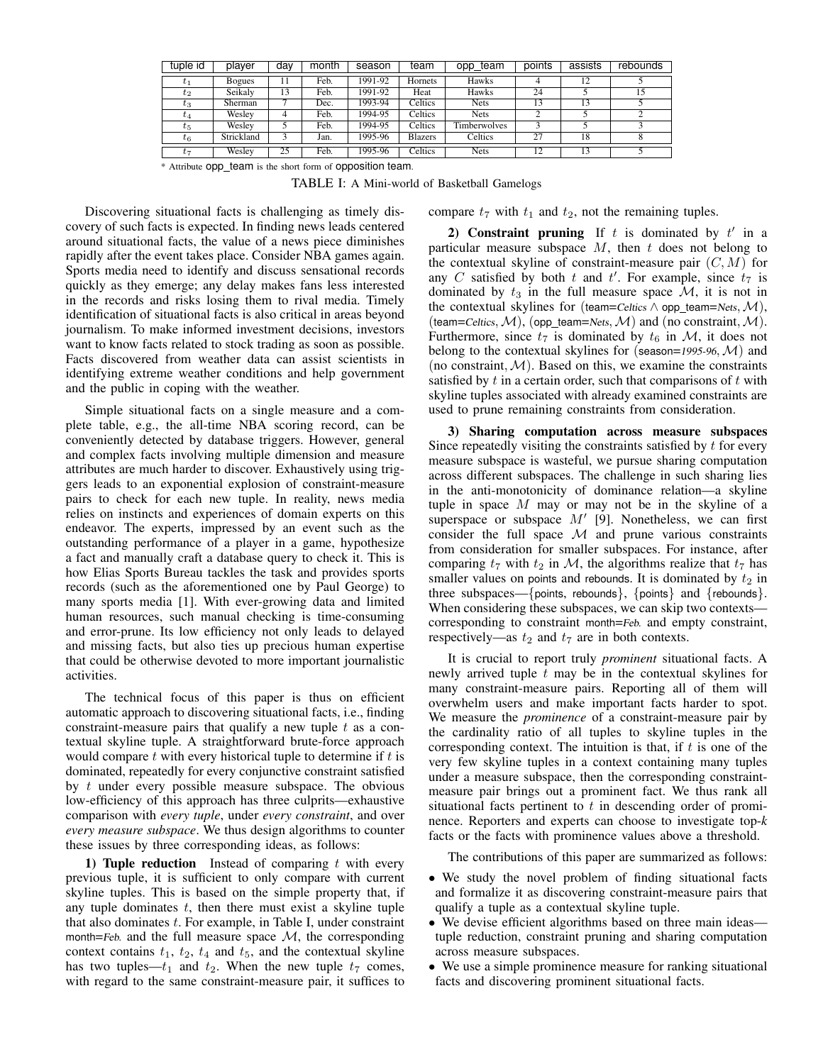| tuple id | player | day | month | season | team | opp_team | points | assists | rebounds |
|---|---|---|---|---|---|---|---|---|---|
| $t_1$ | Bogues | 11 | Feb. | 1991-92 | Hornets | Hawks | 4 | 12 | 5 |
| $t_2$ | Seikaly | 13 | Feb. | 1991-92 | Heat | Hawks | 24 | 5 | 15 |
| $t_3$ | Sherman | 7 | Dec. | 1993-94 | Celtics | Nets | 13 | 13 | 5 |
| $t_4$ | Wesley | 4 | Feb. | 1994-95 | Celtics | Nets | 2 | 5 | 2 |
| $t_5$ | Wesley | 5 | Feb. | 1994-95 | Celtics | Timberwolves | 3 | 5 | 3 |
| $t_6$ | Strickland | 3 | Jan. | 1995-96 | Blazers | Celtics | 27 | 18 | 8 |
| $t_7$ | Wesley | 25 | Feb. | 1995-96 | Celtics | Nets | 12 | 13 | 5 |

\* Attribute opp_team is the short form of opposition team.

TABLE I: A Mini-world of Basketball Gamelogs

Discovering situational facts is challenging as timely discovery of such facts is expected. In finding news leads centered around situational facts, the value of a news piece diminishes rapidly after the event takes place. Consider NBA games again. Sports media need to identify and discuss sensational records quickly as they emerge; any delay makes fans less interested in the records and risks losing them to rival media. Timely identification of situational facts is also critical in areas beyond journalism. To make informed investment decisions, investors want to know facts related to stock trading as soon as possible. Facts discovered from weather data can assist scientists in identifying extreme weather conditions and help government and the public in coping with the weather.

Simple situational facts on a single measure and a complete table, e.g., the all-time NBA scoring record, can be conveniently detected by database triggers. However, general and complex facts involving multiple dimension and measure attributes are much harder to discover. Exhaustively using triggers leads to an exponential explosion of constraint-measure pairs to check for each new tuple. In reality, news media relies on instincts and experiences of domain experts on this endeavor. The experts, impressed by an event such as the outstanding performance of a player in a game, hypothesize a fact and manually craft a database query to check it. This is how Elias Sports Bureau tackles the task and provides sports records (such as the aforementioned one by Paul George) to many sports media [1]. With ever-growing data and limited human resources, such manual checking is time-consuming and error-prune. Its low efficiency not only leads to delayed and missing facts, but also ties up precious human expertise that could be otherwise devoted to more important journalistic activities.

The technical focus of this paper is thus on efficient automatic approach to discovering situational facts, i.e., finding constraint-measure pairs that qualify a new tuple $t$ as a contextual skyline tuple. A straightforward brute-force approach would compare $t$ with every historical tuple to determine if $t$ is dominated, repeatedly for every conjunctive constraint satisfied by $t$ under every possible measure subspace. The obvious low-efficiency of this approach has three culprits—exhaustive comparison with *every tuple*, under *every constraint*, and over *every measure subspace*. We thus design algorithms to counter these issues by three corresponding ideas, as follows:

**1) Tuple reduction** Instead of comparing $t$ with every previous tuple, it is sufficient to only compare with current skyline tuples. This is based on the simple property that, if any tuple dominates $t$, then there must exist a skyline tuple that also dominates $t$. For example, in Table I, under constraint month=*Feb.* and the full measure space $\mathcal{M}$, the corresponding context contains $t_1$, $t_2$, $t_4$ and $t_5$, and the contextual skyline has two tuples—$t_1$ and $t_2$. When the new tuple $t_7$ comes, with regard to the same constraint-measure pair, it suffices to compare $t_7$ with $t_1$ and $t_2$, not the remaining tuples.

**2) Constraint pruning** If $t$ is dominated by $t'$ in a particular measure subspace $M$, then $t$ does not belong to the contextual skyline of constraint-measure pair $(C, M)$ for any $C$ satisfied by both $t$ and $t'$. For example, since $t_7$ is dominated by $t_3$ in the full measure space $\mathcal{M}$, it is not in the contextual skylines for (team=*Celtics* $\wedge$ opp_team=*Nets*, $\mathcal{M}$), (team=*Celtics*, $\mathcal{M}$), (opp_team=*Nets*, $\mathcal{M}$) and (no constraint, $\mathcal{M}$). Furthermore, since $t_7$ is dominated by $t_6$ in $\mathcal{M}$, it does not belong to the contextual skylines for (season=*1995-96*, $\mathcal{M}$) and (no constraint, $\mathcal{M}$). Based on this, we examine the constraints satisfied by $t$ in a certain order, such that comparisons of $t$ with skyline tuples associated with already examined constraints are used to prune remaining constraints from consideration.

**3) Sharing computation across measure subspaces** Since repeatedly visiting the constraints satisfied by $t$ for every measure subspace is wasteful, we pursue sharing computation across different subspaces. The challenge in such sharing lies in the anti-monotonicity of dominance relation—a skyline tuple in space $M$ may or may not be in the skyline of a superspace or subspace $M'$ [9]. Nonetheless, we can first consider the full space $\mathcal{M}$ and prune various constraints from consideration for smaller subspaces. For instance, after comparing $t_7$ with $t_2$ in $\mathcal{M}$, the algorithms realize that $t_7$ has smaller values on points and rebounds. It is dominated by $t_2$ in three subspaces—{points, rebounds}, {points} and {rebounds}. When considering these subspaces, we can skip two contexts—corresponding to constraint month=*Feb.* and empty constraint, respectively—as $t_2$ and $t_7$ are in both contexts.

It is crucial to report truly *prominent* situational facts. A newly arrived tuple $t$ may be in the contextual skylines for many constraint-measure pairs. Reporting all of them will overwhelm users and make important facts harder to spot. We measure the *prominence* of a constraint-measure pair by the cardinality ratio of all tuples to skyline tuples in the corresponding context. The intuition is that, if $t$ is one of the very few skyline tuples in a context containing many tuples under a measure subspace, then the corresponding constraint-measure pair brings out a prominent fact. We thus rank all situational facts pertinent to $t$ in descending order of prominence. Reporters and experts can choose to investigate top-$k$ facts or the facts with prominence values above a threshold.

The contributions of this paper are summarized as follows:

- We study the novel problem of finding situational facts and formalize it as discovering constraint-measure pairs that qualify a tuple as a contextual skyline tuple.
- We devise efficient algorithms based on three main ideas—tuple reduction, constraint pruning and sharing computation across measure subspaces.
- We use a simple prominence measure for ranking situational facts and discovering prominent situational facts.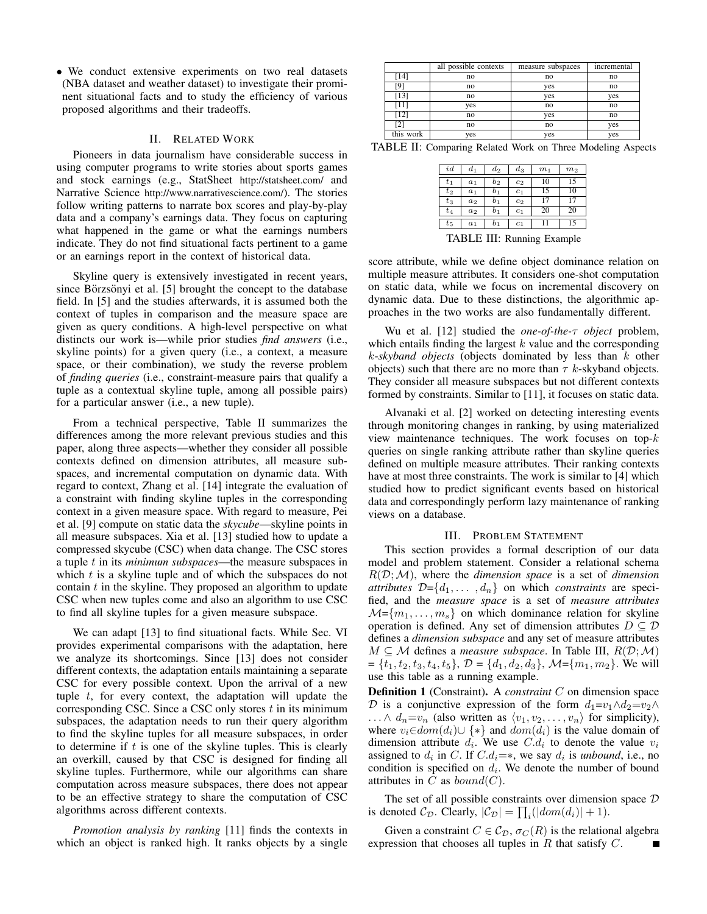- We conduct extensive experiments on two real datasets (NBA dataset and weather dataset) to investigate their prominent situational facts and to study the efficiency of various proposed algorithms and their tradeoffs.

## II. Related Work

Pioneers in data journalism have considerable success in using computer programs to write stories about sports games and stock earnings (e.g., StatSheet http://statsheet.com/ and Narrative Science http://www.narrativescience.com/). The stories follow writing patterns to narrate box scores and play-by-play data and a company's earnings data. They focus on capturing what happened in the game or what the earnings numbers indicate. They do not find situational facts pertinent to a game or an earnings report in the context of historical data.

Skyline query is extensively investigated in recent years, since Börzsönyi et al. [5] brought the concept to the database field. In [5] and the studies afterwards, it is assumed both the context of tuples in comparison and the measure space are given as query conditions. A high-level perspective on what distincts our work is—while prior studies *find answers* (i.e., skyline points) for a given query (i.e., a context, a measure space, or their combination), we study the reverse problem of *finding queries* (i.e., constraint-measure pairs that qualify a tuple as a contextual skyline tuple, among all possible pairs) for a particular answer (i.e., a new tuple).

From a technical perspective, Table II summarizes the differences among the more relevant previous studies and this paper, along three aspects—whether they consider all possible contexts defined on dimension attributes, all measure subspaces, and incremental computation on dynamic data. With regard to context, Zhang et al. [14] integrate the evaluation of a constraint with finding skyline tuples in the corresponding context in a given measure space. With regard to measure, Pei et al. [9] compute on static data the *skycube*—skyline points in all measure subspaces. Xia et al. [13] studied how to update a compressed skycube (CSC) when data change. The CSC stores a tuple $t$ in its *minimum subspaces*—the measure subspaces in which $t$ is a skyline tuple and of which the subspaces do not contain $t$ in the skyline. They proposed an algorithm to update CSC when new tuples come and also an algorithm to use CSC to find all skyline tuples for a given measure subspace.

We can adapt [13] to find situational facts. While Sec. VI provides experimental comparisons with the adaptation, here we analyze its shortcomings. Since [13] does not consider different contexts, the adaptation entails maintaining a separate CSC for every possible context. Upon the arrival of a new tuple $t$, for every context, the adaptation will update the corresponding CSC. Since a CSC only stores $t$ in its minimum subspaces, the adaptation needs to run their query algorithm to find the skyline tuples for all measure subspaces, in order to determine if $t$ is one of the skyline tuples. This is clearly an overkill, caused by that CSC is designed for finding all skyline tuples. Furthermore, while our algorithms can share computation across measure subspaces, there does not appear to be an effective strategy to share the computation of CSC algorithms across different contexts.

*Promotion analysis by ranking* [11] finds the contexts in which an object is ranked high. It ranks objects by a single score attribute, while we define object dominance relation on multiple measure attributes. It considers one-shot computation on static data, while we focus on incremental discovery on dynamic data. Due to these distinctions, the algorithmic approaches in the two works are also fundamentally different.

|  | all possible contexts | measure subspaces | incremental |
|---|---|---|---|
| [14] | no | no | no |
| [9] | no | yes | no |
| [13] | no | yes | yes |
| [11] | yes | no | no |
| [12] | no | yes | no |
| [2] | no | no | yes |
| this work | yes | yes | yes |

TABLE II: Comparing Related Work on Three Modeling Aspects

| $id$ | $d_1$ | $d_2$ | $d_3$ | $m_1$ | $m_2$ |
|---|---|---|---|---|---|
| $t_1$ | $a_1$ | $b_2$ | $c_2$ | 10 | 15 |
| $t_2$ | $a_1$ | $b_1$ | $c_1$ | 15 | 10 |
| $t_3$ | $a_2$ | $b_1$ | $c_2$ | 17 | 17 |
| $t_4$ | $a_2$ | $b_1$ | $c_1$ | 20 | 20 |
| $t_5$ | $a_1$ | $b_1$ | $c_1$ | 11 | 15 |

TABLE III: Running Example

Wu et al. [12] studied the *one-of-the-$\tau$ object* problem, which entails finding the largest $k$ value and the corresponding *$k$-skyband objects* (objects dominated by less than $k$ other objects) such that there are no more than $\tau$ $k$-skyband objects. They consider all measure subspaces but not different contexts formed by constraints. Similar to [11], it focuses on static data.

Alvanaki et al. [2] worked on detecting interesting events through monitoring changes in ranking, by using materialized view maintenance techniques. The work focuses on top-$k$ queries on single ranking attribute rather than skyline queries defined on multiple measure attributes. Their ranking contexts have at most three constraints. The work is similar to [4] which studied how to predict significant events based on historical data and correspondingly perform lazy maintenance of ranking views on a database.

## III. Problem Statement

This section provides a formal description of our data model and problem statement. Consider a relational schema $R(\mathcal{D};\mathcal{M})$, where the *dimension space* is a set of *dimension attributes* $\mathcal{D}$=$\{d_1,\ldots,d_n\}$ on which *constraints* are specified, and the *measure space* is a set of *measure attributes* $\mathcal{M}$=$\{m_1,\ldots,m_s\}$ on which dominance relation for skyline operation is defined. Any set of dimension attributes $D\subseteq\mathcal{D}$ defines a *dimension subspace* and any set of measure attributes $M\subseteq\mathcal{M}$ defines a *measure subspace*. In Table III, $R(\mathcal{D};\mathcal{M})$ = $\{t_1,t_2,t_3,t_4,t_5\}$, $\mathcal{D}$ = $\{d_1,d_2,d_3\}$, $\mathcal{M}$=$\{m_1,m_2\}$. We will use this table as a running example.

**Definition 1** (Constraint)**.** A *constraint* $C$ on dimension space $\mathcal{D}$ is a conjunctive expression of the form $d_1$=$v_1\wedge d_2$=$v_2\wedge\ldots\wedge d_n$=$v_n$ (also written as $\langle v_1,v_2,\ldots,v_n\rangle$ for simplicity), where $v_i\in dom(d_i)\cup\{*\}$ and $dom(d_i)$ is the value domain of dimension attribute $d_i$. We use $C.d_i$ to denote the value $v_i$ assigned to $d_i$ in $C$. If $C.d_i$=$*$, we say $d_i$ is *unbound*, i.e., no condition is specified on $d_i$. We denote the number of bound attributes in $C$ as $bound(C)$.

The set of all possible constraints over dimension space $\mathcal{D}$ is denoted $\mathcal{C}_\mathcal{D}$. Clearly, $|\mathcal{C}_\mathcal{D}|=\prod_i(|dom(d_i)|+1)$.

Given a constraint $C\in\mathcal{C}_\mathcal{D}$, $\sigma_C(R)$ is the relational algebra expression that chooses all tuples in $R$ that satisfy $C$. ■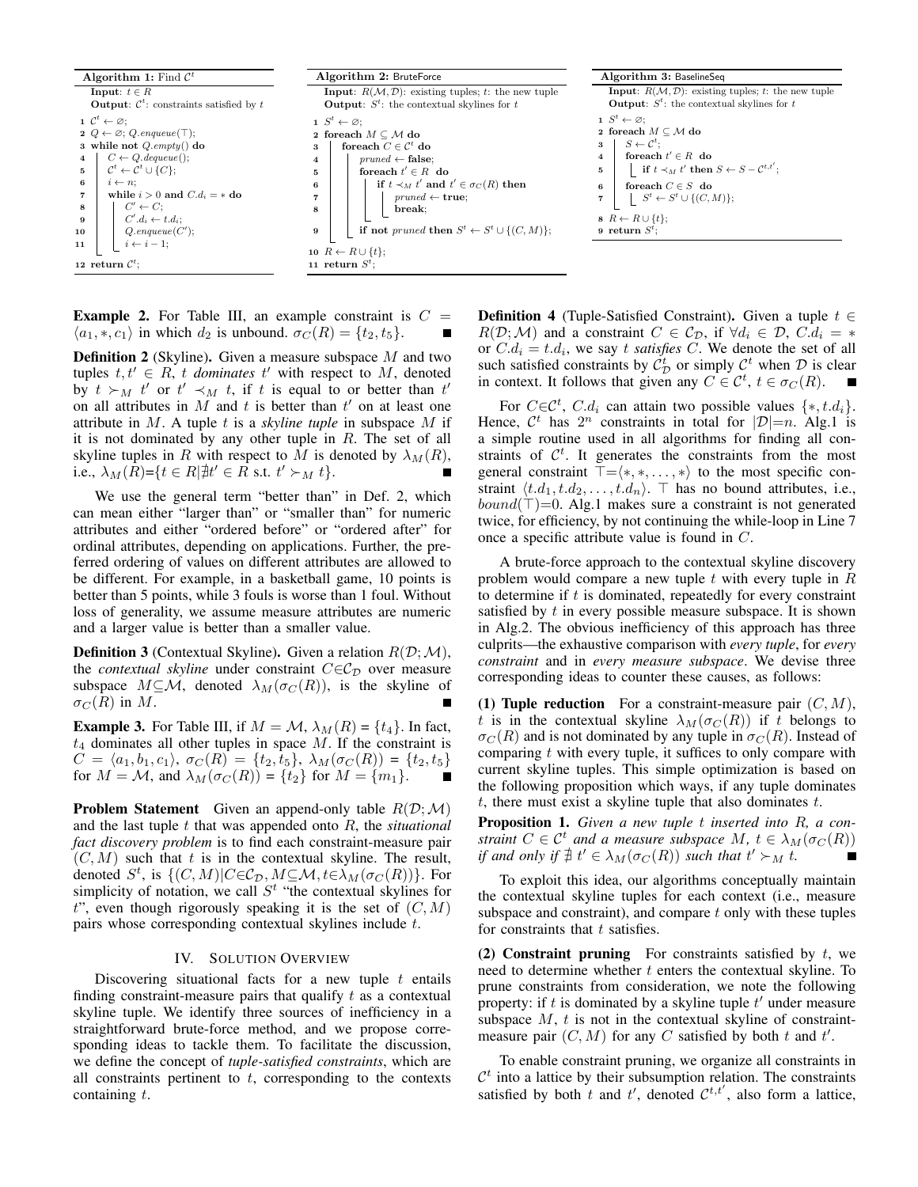**Algorithm 1:** Find $\mathcal{C}^t$

```
Input: t ∈ R
Output: C^t: constraints satisfied by t
1  C^t ← ∅;
2  Q ← ∅; Q.enqueue(⊤);
3  while not Q.empty() do
4      C ← Q.dequeue();
5      C^t ← C^t ∪ {C};
6      i ← n;
7      while i > 0 and C.d_i = * do
8          C' ← C;
9          C'.d_i ← t.d_i;
10         Q.enqueue(C');
11         i ← i − 1;
12 return C^t;
```

**Algorithm 2:** BruteForce

```
Input: R(M, D): existing tuples; t: the new tuple
Output: S^t: the contextual skylines for t
1  S^t ← ∅;
2  foreach M ⊆ M do
3      foreach C ∈ C^t do
4          pruned ← false;
5          foreach t' ∈ R do
6              if t ≺_M t' and t' ∈ σ_C(R) then
7                  pruned ← true;
8                  break;
9          if not pruned then S^t ← S^t ∪ {(C, M)};
10 R ← R ∪ {t};
11 return S^t;
```

**Algorithm 3:** BaselineSeq

```
Input: R(M, D): existing tuples; t: the new tuple
Output: S^t: the contextual skylines for t
1  S^t ← ∅;
2  foreach M ⊆ M do
3      S ← C^t;
4      foreach t' ∈ R do
5          if t ≺_M t' then S ← S − C^{t,t'};
6      foreach C ∈ S do
7          S^t ← S^t ∪ {(C, M)};
8  R ← R ∪ {t};
9  return S^t;
```

**Example 2.** For Table III, an example constraint is $C = \langle a_1, *, c_1\rangle$ in which $d_2$ is unbound. $\sigma_C(R) = \{t_2, t_5\}$. ∎

**Definition 2** (Skyline)**.** Given a measure subspace $M$ and two tuples $t, t' \in R$, $t$ *dominates* $t'$ with respect to $M$, denoted by $t \succ_M t'$ or $t' \prec_M t$, if $t$ is equal to or better than $t'$ on all attributes in $M$ and $t$ is better than $t'$ on at least one attribute in $M$. A tuple $t$ is a *skyline tuple* in subspace $M$ if it is not dominated by any other tuple in $R$. The set of all skyline tuples in $R$ with respect to $M$ is denoted by $\lambda_M(R)$, i.e., $\lambda_M(R)$=$\{t \in R | \nexists t' \in R \text{ s.t. } t' \succ_M t\}$. ∎

We use the general term "better than" in Def. 2, which can mean either "larger than" or "smaller than" for numeric attributes and either "ordered before" or "ordered after" for ordinal attributes, depending on applications. Further, the preferred ordering of values on different attributes are allowed to be different. For example, in a basketball game, 10 points is better than 5 points, while 3 fouls is worse than 1 foul. Without loss of generality, we assume measure attributes are numeric and a larger value is better than a smaller value.

**Definition 3** (Contextual Skyline)**.** Given a relation $R(\mathcal{D}; \mathcal{M})$, the *contextual skyline* under constraint $C{\in}\mathcal{C}_\mathcal{D}$ over measure subspace $M{\subseteq}\mathcal{M}$, denoted $\lambda_M(\sigma_C(R))$, is the skyline of $\sigma_C(R)$ in $M$. ∎

**Example 3.** For Table III, if $M = \mathcal{M}$, $\lambda_M(R)$ = $\{t_4\}$. In fact, $t_4$ dominates all other tuples in space $M$. If the constraint is $C = \langle a_1, b_1, c_1\rangle$, $\sigma_C(R) = \{t_2, t_5\}$, $\lambda_M(\sigma_C(R))$ = $\{t_2, t_5\}$ for $M = \mathcal{M}$, and $\lambda_M(\sigma_C(R))$ = $\{t_2\}$ for $M = \{m_1\}$. ∎

**Problem Statement** Given an append-only table $R(\mathcal{D}; \mathcal{M})$ and the last tuple $t$ that was appended onto $R$, the *situational fact discovery problem* is to find each constraint-measure pair $(C, M)$ such that $t$ is in the contextual skyline. The result, denoted $S^t$, is $\{(C, M) | C{\in}\mathcal{C}_\mathcal{D}, M{\subseteq}\mathcal{M}, t{\in}\lambda_M(\sigma_C(R))\}$. For simplicity of notation, we call $S^t$ "the contextual skylines for $t$", even though rigorously speaking it is the set of $(C, M)$ pairs whose corresponding contextual skylines include $t$.

## IV. Solution Overview

Discovering situational facts for a new tuple $t$ entails finding constraint-measure pairs that qualify $t$ as a contextual skyline tuple. We identify three sources of inefficiency in a straightforward brute-force method, and we propose corresponding ideas to tackle them. To facilitate the discussion, we define the concept of *tuple-satisfied constraints*, which are all constraints pertinent to $t$, corresponding to the contexts containing $t$.

**Definition 4** (Tuple-Satisfied Constraint)**.** Given a tuple $t \in R(\mathcal{D}; \mathcal{M})$ and a constraint $C \in \mathcal{C}_\mathcal{D}$, if $\forall d_i \in \mathcal{D}$, $C.d_i = *$ or $C.d_i = t.d_i$, we say $t$ *satisfies* $C$. We denote the set of all such satisfied constraints by $\mathcal{C}^t_\mathcal{D}$ or simply $\mathcal{C}^t$ when $\mathcal{D}$ is clear in context. It follows that given any $C \in \mathcal{C}^t$, $t \in \sigma_C(R)$. ∎

For $C{\in}\mathcal{C}^t$, $C.d_i$ can attain two possible values $\{*, t.d_i\}$. Hence, $\mathcal{C}^t$ has $2^n$ constraints in total for $|\mathcal{D}|$=$n$. Alg.1 is a simple routine used in all algorithms for finding all constraints of $\mathcal{C}^t$. It generates the constraints from the most general constraint $\top$=$\langle *, *, \ldots, *\rangle$ to the most specific constraint $\langle t.d_1, t.d_2, \ldots, t.d_n\rangle$. $\top$ has no bound attributes, i.e., $bound(\top)$=0. Alg.1 makes sure a constraint is not generated twice, for efficiency, by not continuing the while-loop in Line 7 once a specific attribute value is found in $C$.

A brute-force approach to the contextual skyline discovery problem would compare a new tuple $t$ with every tuple in $R$ to determine if $t$ is dominated, repeatedly for every constraint satisfied by $t$ in every possible measure subspace. It is shown in Alg.2. The obvious inefficiency of this approach has three culprits—the exhaustive comparison with *every tuple*, for *every constraint* and in *every measure subspace*. We devise three corresponding ideas to counter these causes, as follows:

**(1) Tuple reduction** For a constraint-measure pair $(C, M)$, $t$ is in the contextual skyline $\lambda_M(\sigma_C(R))$ if $t$ belongs to $\sigma_C(R)$ and is not dominated by any tuple in $\sigma_C(R)$. Instead of comparing $t$ with every tuple, it suffices to only compare with current skyline tuples. This simple optimization is based on the following proposition which ways, if any tuple dominates $t$, there must exist a skyline tuple that also dominates $t$.

**Proposition 1.** *Given a new tuple $t$ inserted into $R$, a constraint $C \in \mathcal{C}^t$ and a measure subspace $M$, $t \in \lambda_M(\sigma_C(R))$ if and only if $\nexists\, t' \in \lambda_M(\sigma_C(R))$ such that $t' \succ_M t$.* ∎

To exploit this idea, our algorithms conceptually maintain the contextual skyline tuples for each context (i.e., measure subspace and constraint), and compare $t$ only with these tuples for constraints that $t$ satisfies.

**(2) Constraint pruning** For constraints satisfied by $t$, we need to determine whether $t$ enters the contextual skyline. To prune constraints from consideration, we note the following property: if $t$ is dominated by a skyline tuple $t'$ under measure subspace $M$, $t$ is not in the contextual skyline of constraint-measure pair $(C, M)$ for any $C$ satisfied by both $t$ and $t'$.

To enable constraint pruning, we organize all constraints in $\mathcal{C}^t$ into a lattice by their subsumption relation. The constraints satisfied by both $t$ and $t'$, denoted $\mathcal{C}^{t,t'}$, also form a lattice,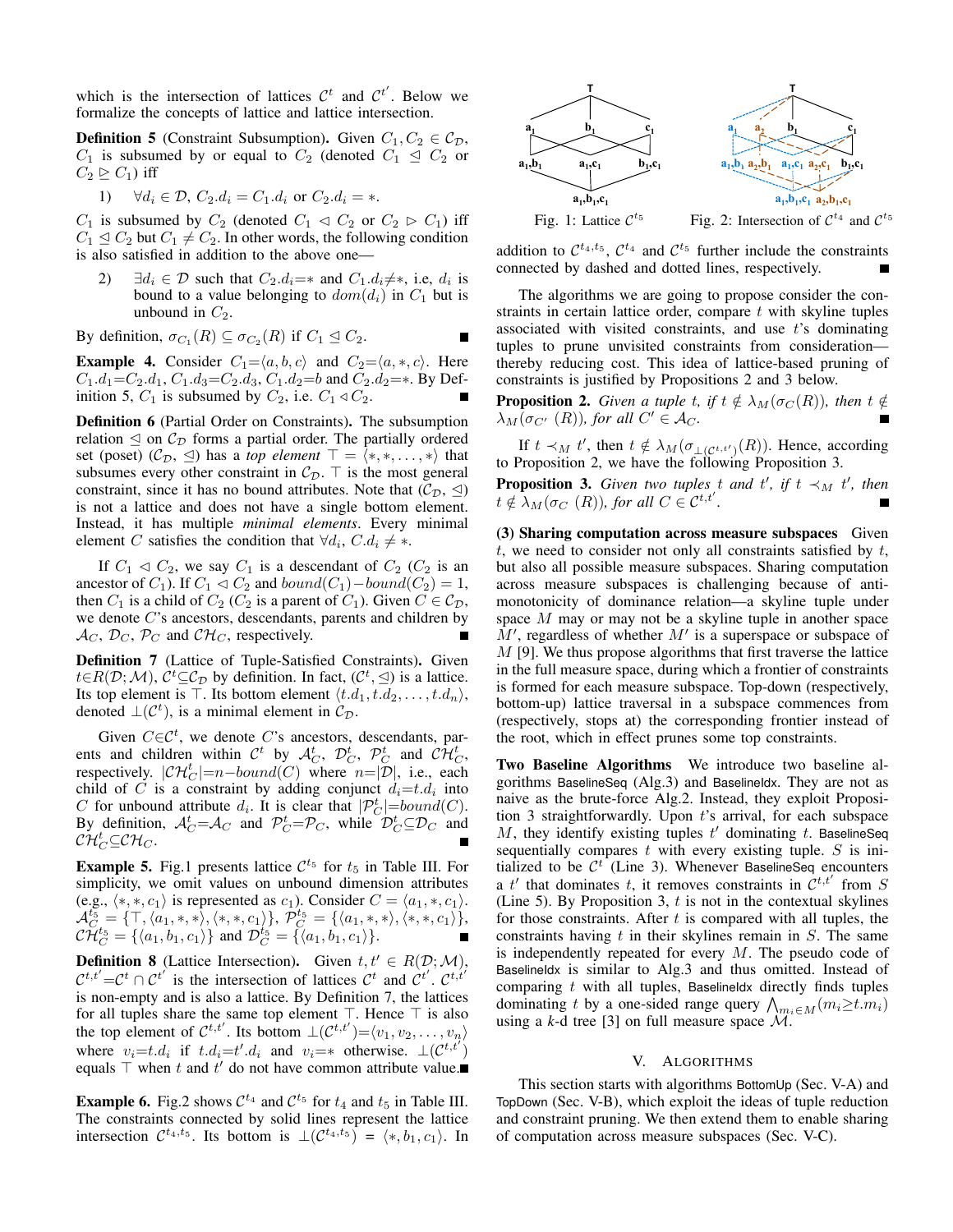which is the intersection of lattices $\mathcal{C}^t$ and $\mathcal{C}^{t'}$. Below we formalize the concepts of lattice and lattice intersection.

**Definition 5** (Constraint Subsumption)**.** Given $C_1, C_2 \in \mathcal{C}_\mathcal{D}$, $C_1$ is subsumed by or equal to $C_2$ (denoted $C_1 \trianglelefteq C_2$ or $C_2 \trianglerighteq C_1$) iff

1) $\forall d_i \in \mathcal{D}$, $C_2.d_i = C_1.d_i$ or $C_2.d_i = *$.

$C_1$ is subsumed by $C_2$ (denoted $C_1 \lhd C_2$ or $C_2 \rhd C_1$) iff $C_1 \trianglelefteq C_2$ but $C_1 \neq C_2$. In other words, the following condition is also satisfied in addition to the above one—

2) $\exists d_i \in \mathcal{D}$ such that $C_2.d_i{=}*$ and $C_1.d_i{\neq}*$, i.e, $d_i$ is bound to a value belonging to $dom(d_i)$ in $C_1$ but is unbound in $C_2$.

By definition, $\sigma_{C_1}(R) \subseteq \sigma_{C_2}(R)$ if $C_1 \trianglelefteq C_2$. ■

**Example 4.** Consider $C_1{=}\langle a, b, c\rangle$ and $C_2{=}\langle a, *, c\rangle$. Here $C_1.d_1{=}C_2.d_1$, $C_1.d_3{=}C_2.d_3$, $C_1.d_2{=}b$ and $C_2.d_2{=}*$. By Definition 5, $C_1$ is subsumed by $C_2$, i.e. $C_1 \lhd C_2$. ■

**Definition 6** (Partial Order on Constraints)**.** The subsumption relation $\trianglelefteq$ on $\mathcal{C}_\mathcal{D}$ forms a partial order. The partially ordered set $(\mathcal{C}_\mathcal{D}, \trianglelefteq)$ has a *top element* $\top = \langle *, *, \ldots, *\rangle$ that subsumes every other constraint in $\mathcal{C}_\mathcal{D}$. $\top$ is the most general constraint, since it has no bound attributes. Note that $(\mathcal{C}_\mathcal{D}, \trianglelefteq)$ is not a lattice and does not have a single bottom element. Instead, it has multiple *minimal elements*. Every minimal element $C$ satisfies the condition that $\forall d_i$, $C.d_i \neq *$.

If $C_1 \lhd C_2$, we say $C_1$ is a descendant of $C_2$ ($C_2$ is an ancestor of $C_1$). If $C_1 \lhd C_2$ and $bound(C_1) - bound(C_2) = 1$, then $C_1$ is a child of $C_2$ ($C_2$ is a parent of $C_1$). Given $C \in \mathcal{C}_\mathcal{D}$, we denote $C$'s ancestors, descendants, parents and children by $\mathcal{A}_C$, $\mathcal{D}_C$, $\mathcal{P}_C$ and $\mathcal{CH}_C$, respectively. ■

**Definition 7** (Lattice of Tuple-Satisfied Constraints)**.** Given $t{\in}R(\mathcal{D};\mathcal{M})$, $\mathcal{C}^t{\subseteq}\mathcal{C}_\mathcal{D}$ by definition. In fact, $(\mathcal{C}^t, \trianglelefteq)$ is a lattice. Its top element is $\top$. Its bottom element $\langle t.d_1, t.d_2, \ldots, t.d_n\rangle$, denoted $\bot(\mathcal{C}^t)$, is a minimal element in $\mathcal{C}_\mathcal{D}$.

Given $C{\in}\mathcal{C}^t$, we denote $C$'s ancestors, descendants, parents and children within $\mathcal{C}^t$ by $\mathcal{A}^t_C$, $\mathcal{D}^t_C$, $\mathcal{P}^t_C$ and $\mathcal{CH}^t_C$, respectively. $|\mathcal{CH}^t_C|{=}n{-}bound(C)$ where $n{=}|\mathcal{D}|$, i.e., each child of $C$ is a constraint by adding conjunct $d_i{=}t.d_i$ into $C$ for unbound attribute $d_i$. It is clear that $|\mathcal{P}^t_C|{=}bound(C)$. By definition, $\mathcal{A}^t_C{=}\mathcal{A}_C$ and $\mathcal{P}^t_C{=}\mathcal{P}_C$, while $\mathcal{D}^t_C{\subseteq}\mathcal{D}_C$ and $\mathcal{CH}^t_C{\subseteq}\mathcal{CH}_C$. ■

**Example 5.** Fig.1 presents lattice $\mathcal{C}^{t_5}$ for $t_5$ in Table III. For simplicity, we omit values on unbound dimension attributes (e.g., $\langle *, *, c_1\rangle$ is represented as $c_1$). Consider $C = \langle a_1, *, c_1\rangle$. $\mathcal{A}^{t_5}_C = \{\top, \langle a_1, *, *\rangle, \langle *, *, c_1\rangle\}$, $\mathcal{P}^{t_5}_C = \{\langle a_1, *, *\rangle, \langle *, *, c_1\rangle\}$, $\mathcal{CH}^{t_5}_C = \{\langle a_1, b_1, c_1\rangle\}$ and $\mathcal{D}^{t_5}_C = \{\langle a_1, b_1, c_1\rangle\}$. ■

**Definition 8** (Lattice Intersection)**.** Given $t, t' \in R(\mathcal{D};\mathcal{M})$, $\mathcal{C}^{t,t'}{=}\mathcal{C}^t \cap \mathcal{C}^{t'}$ is the intersection of lattices $\mathcal{C}^t$ and $\mathcal{C}^{t'}$. $\mathcal{C}^{t,t'}$ is non-empty and is also a lattice. By Definition 7, the lattices for all tuples share the same top element $\top$. Hence $\top$ is also the top element of $\mathcal{C}^{t,t'}$. Its bottom $\bot(\mathcal{C}^{t,t'}){=}\langle v_1, v_2, \ldots, v_n\rangle$ where $v_i{=}t.d_i$ if $t.d_i{=}t'.d_i$ and $v_i{=}*$ otherwise. $\bot(\mathcal{C}^{t,t'})$ equals $\top$ when $t$ and $t'$ do not have common attribute value. ■

**Example 6.** Fig.2 shows $\mathcal{C}^{t_4}$ and $\mathcal{C}^{t_5}$ for $t_4$ and $t_5$ in Table III. The constraints connected by solid lines represent the lattice intersection $\mathcal{C}^{t_4,t_5}$. Its bottom is $\bot(\mathcal{C}^{t_4,t_5}) = \langle *, b_1, c_1\rangle$. In addition to $\mathcal{C}^{t_4,t_5}$, $\mathcal{C}^{t_4}$ and $\mathcal{C}^{t_5}$ further include the constraints connected by dashed and dotted lines, respectively. ■

Fig. 1: Lattice $\mathcal{C}^{t_5}$

Fig. 2: Intersection of $\mathcal{C}^{t_4}$ and $\mathcal{C}^{t_5}$

The algorithms we are going to propose consider the constraints in certain lattice order, compare $t$ with skyline tuples associated with visited constraints, and use $t$'s dominating tuples to prune unvisited constraints from consideration—thereby reducing cost. This idea of lattice-based pruning of constraints is justified by Propositions 2 and 3 below.

**Proposition 2.** *Given a tuple $t$, if $t \notin \lambda_M(\sigma_C(R))$, then $t \notin \lambda_M(\sigma_{C'}(R))$, for all $C' \in \mathcal{A}_C$.* ■

If $t \prec_M t'$, then $t \notin \lambda_M(\sigma_{\bot(\mathcal{C}^{t,t'})}(R))$. Hence, according to Proposition 2, we have the following Proposition 3.

**Proposition 3.** *Given two tuples $t$ and $t'$, if $t \prec_M t'$, then $t \notin \lambda_M(\sigma_C(R))$, for all $C \in \mathcal{C}^{t,t'}$.* ■

**(3) Sharing computation across measure subspaces** Given $t$, we need to consider not only all constraints satisfied by $t$, but also all possible measure subspaces. Sharing computation across measure subspaces is challenging because of anti-monotonicity of dominance relation—a skyline tuple under space $M$ may or may not be a skyline tuple in another space $M'$, regardless of whether $M'$ is a superspace or subspace of $M$ [9]. We thus propose algorithms that first traverse the lattice in the full measure space, during which a frontier of constraints is formed for each measure subspace. Top-down (respectively, bottom-up) lattice traversal in a subspace commences from (respectively, stops at) the corresponding frontier instead of the root, which in effect prunes some top constraints.

**Two Baseline Algorithms** We introduce two baseline algorithms BaselineSeq (Alg.3) and BaselineIdx. They are not as naive as the brute-force Alg.2. Instead, they exploit Proposition 3 straightforwardly. Upon $t$'s arrival, for each subspace $M$, they identify existing tuples $t'$ dominating $t$. BaselineSeq sequentially compares $t$ with every existing tuple. $S$ is initialized to be $\mathcal{C}^t$ (Line 3). Whenever BaselineSeq encounters a $t'$ that dominates $t$, it removes constraints in $\mathcal{C}^{t,t'}$ from $S$ (Line 5). By Proposition 3, $t$ is not in the contextual skylines for those constraints. After $t$ is compared with all tuples, the constraints having $t$ in their skylines remain in $S$. The same is independently repeated for every $M$. The pseudo code of BaselineIdx is similar to Alg.3 and thus omitted. Instead of comparing $t$ with all tuples, BaselineIdx directly finds tuples dominating $t$ by a one-sided range query $\bigwedge_{m_i \in M}(m_i{\geq}t.m_i)$ using a $k$-d tree [3] on full measure space $\mathcal{M}$.

## V. Algorithms

This section starts with algorithms BottomUp (Sec. V-A) and TopDown (Sec. V-B), which exploit the ideas of tuple reduction and constraint pruning. We then extend them to enable sharing of computation across measure subspaces (Sec. V-C).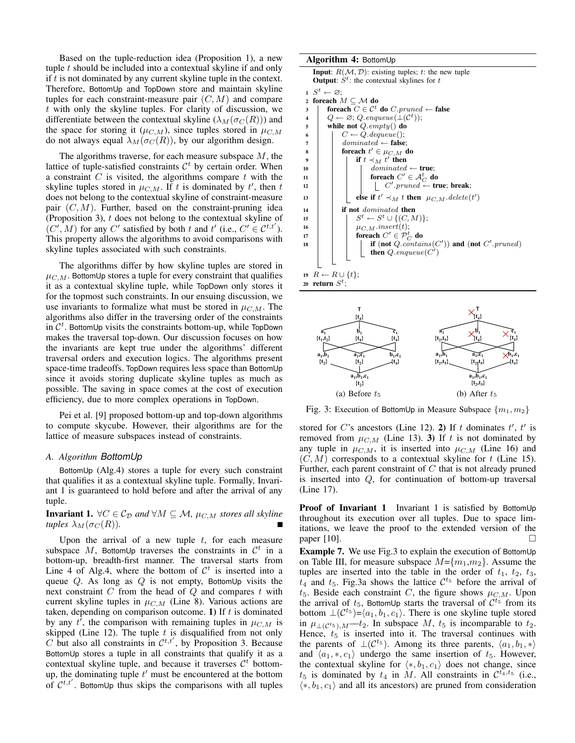Based on the tuple-reduction idea (Proposition 1), a new tuple $t$ should be included into a contextual skyline if and only if $t$ is not dominated by any current skyline tuple in the context. Therefore, BottomUp and TopDown store and maintain skyline tuples for each constraint-measure pair $(C, M)$ and compare $t$ with only the skyline tuples. For clarity of discussion, we differentiate between the contextual skyline ($\lambda_M(\sigma_C(R))$) and the space for storing it ($\mu_{C,M}$), since tuples stored in $\mu_{C,M}$ do not always equal $\lambda_M(\sigma_C(R))$, by our algorithm design.

The algorithms traverse, for each measure subspace $M$, the lattice of tuple-satisfied constraints $\mathcal{C}^t$ by certain order. When a constraint $C$ is visited, the algorithms compare $t$ with the skyline tuples stored in $\mu_{C,M}$. If $t$ is dominated by $t'$, then $t$ does not belong to the contextual skyline of constraint-measure pair $(C, M)$. Further, based on the constraint-pruning idea (Proposition 3), $t$ does not belong to the contextual skyline of $(C', M)$ for any $C'$ satisfied by both $t$ and $t'$ (i.e., $C' \in \mathcal{C}^{t,t'}$). This property allows the algorithms to avoid comparisons with skyline tuples associated with such constraints.

The algorithms differ by how skyline tuples are stored in $\mu_{C,M}$. BottomUp stores a tuple for every constraint that qualifies it as a contextual skyline tuple, while TopDown only stores it for the topmost such constraints. In our ensuing discussion, we use invariants to formalize what must be stored in $\mu_{C,M}$. The algorithms also differ in the traversing order of the constraints in $\mathcal{C}^t$. BottomUp visits the constraints bottom-up, while TopDown makes the traversal top-down. Our discussion focuses on how the invariants are kept true under the algorithms' different traversal orders and execution logics. The algorithms present space-time tradeoffs. TopDown requires less space than BottomUp since it avoids storing duplicate skyline tuples as much as possible. The saving in space comes at the cost of execution efficiency, due to more complex operations in TopDown.

Pei et al. [9] proposed bottom-up and top-down algorithms to compute skycube. However, their algorithms are for the lattice of measure subspaces instead of constraints.

### A. Algorithm *BottomUp*

BottomUp (Alg.4) stores a tuple for every such constraint that qualifies it as a contextual skyline tuple. Formally, Invariant 1 is guaranteed to hold before and after the arrival of any tuple.

**Invariant 1.** *$\forall C \in \mathcal{C}_{\mathcal{D}}$ and $\forall M \subseteq \mathcal{M}$, $\mu_{C,M}$ stores all skyline tuples $\lambda_M(\sigma_C(R))$.* ∎

Upon the arrival of a new tuple $t$, for each measure subspace $M$, BottomUp traverses the constraints in $\mathcal{C}^t$ in a bottom-up, breadth-first manner. The traversal starts from Line 4 of Alg.4, where the bottom of $\mathcal{C}^t$ is inserted into a queue $Q$. As long as $Q$ is not empty, BottomUp visits the next constraint $C$ from the head of $Q$ and compares $t$ with current skyline tuples in $\mu_{C,M}$ (Line 8). Various actions are taken, depending on comparison outcome. **1)** If $t$ is dominated by any $t'$, the comparison with remaining tuples in $\mu_{C,M}$ is skipped (Line 12). The tuple $t$ is disqualified from not only $C$ but also all constraints in $\mathcal{C}^{t,t'}$, by Proposition 3. Because BottomUp stores a tuple in all constraints that qualify it as a contextual skyline tuple, and because it traverses $\mathcal{C}^t$ bottom-up, the dominating tuple $t'$ must be encountered at the bottom of $\mathcal{C}^{t,t'}$. BottomUp thus skips the comparisons with all tuples stored for $C$'s ancestors (Line 12). **2)** If $t$ dominates $t'$, $t'$ is removed from $\mu_{C,M}$ (Line 13). **3)** If $t$ is not dominated by any tuple in $\mu_{C,M}$, it is inserted into $\mu_{C,M}$ (Line 16) and $(C, M)$ corresponds to a contextual skyline for $t$ (Line 15). Further, each parent constraint of $C$ that is not already pruned is inserted into $Q$, for continuation of bottom-up traversal (Line 17).

**Algorithm 4:** BottomUp

```
Input: R(M, D): existing tuples; t: the new tuple
Output: S^t: the contextual skylines for t
1  S^t ← ∅;
2  foreach M ⊆ M do
3      foreach C ∈ C^t do C.pruned ← false
4      Q ← ∅; Q.enqueue(⊥(C^t));
5      while not Q.empty() do
6          C ← Q.dequeue();
7          dominated ← false;
8          foreach t' ∈ μ_{C,M} do
9              if t ≺_M t' then
10                 dominated ← true;
11                 foreach C' ∈ A^t_C do
12                     C'.pruned ← true; break;
13             else if t' ≺_M t then μ_{C,M}.delete(t')
14         if not dominated then
15             S^t ← S^t ∪ {(C, M)};
16             μ_{C,M}.insert(t);
17             foreach C' ∈ P^t_C do
18                 if (not Q.contains(C')) and (not C'.pruned)
                   then Q.enqueue(C')
19 R ← R ∪ {t};
20 return S^t;
```

Fig. 3: Execution of BottomUp in Measure Subspace $\{m_1, m_2\}$ — (a) Before $t_5$, (b) After $t_5$

**Proof of Invariant 1** Invariant 1 is satisfied by BottomUp throughout its execution over all tuples. Due to space limitations, we leave the proof to the extended version of the paper [10]. □

**Example 7.** We use Fig.3 to explain the execution of BottomUp on Table III, for measure subspace $M$=$\{m_1,m_2\}$. Assume the tuples are inserted into the table in the order of $t_1$, $t_2$, $t_3$, $t_4$ and $t_5$. Fig.3a shows the lattice $\mathcal{C}^{t_5}$ before the arrival of $t_5$. Beside each constraint $C$, the figure shows $\mu_{C,M}$. Upon the arrival of $t_5$, BottomUp starts the traversal of $\mathcal{C}^{t_5}$ from its bottom $\perp(\mathcal{C}^{t_5})$=$\langle a_1, b_1, c_1\rangle$. There is one skyline tuple stored in $\mu_{\perp(\mathcal{C}^{t_5}),M}$—$t_2$. In subspace $M$, $t_5$ is incomparable to $t_2$. Hence, $t_5$ is inserted into it. The traversal continues with the parents of $\perp(\mathcal{C}^{t_5})$. Among its three parents, $\langle a_1, b_1, *\rangle$ and $\langle a_1, *, c_1\rangle$ undergo the same insertion of $t_5$. However, the contextual skyline for $\langle *, b_1, c_1\rangle$ does not change, since $t_5$ is dominated by $t_4$ in $M$. All constraints in $\mathcal{C}^{t_4,t_5}$ (i.e., $\langle *, b_1, c_1\rangle$ and all its ancestors) are pruned from consideration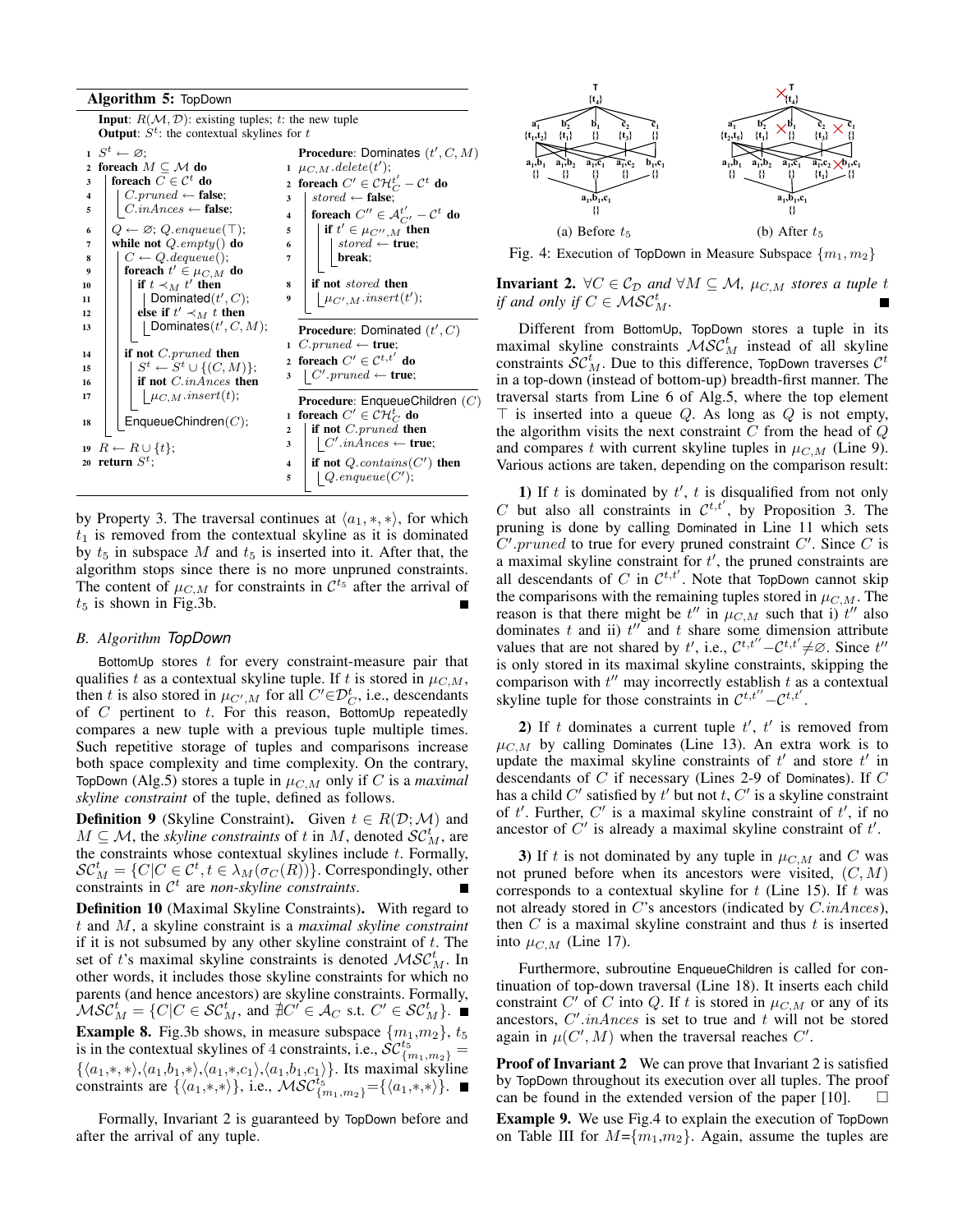**Algorithm 5:** TopDown

**Input**: $R(\mathcal{M}, \mathcal{D})$: existing tuples; $t$: the new tuple
**Output**: $S^t$: the contextual skylines for $t$

```
1  S^t ← ∅;
2  foreach M ⊆ 𝓜 do
3    foreach C ∈ 𝒞^t do
4      C.pruned ← false;
5      C.inAnces ← false;
6    Q ← ∅; Q.enqueue(⊤);
7    while not Q.empty() do
8      C ← Q.dequeue();
9      foreach t' ∈ μ_{C,M} do
10       if t ≺_M t' then
11         Dominated(t', C);
12       else if t' ≺_M t then
13         Dominates(t', C, M);
14     if not C.pruned then
15       S^t ← S^t ∪ {(C, M)};
16       if not C.inAnces then
17         μ_{C,M}.insert(t);
18     EnqueueChindren(C);
19 R ← R ∪ {t};
20 return S^t;
```

```
Procedure: Dominates (t', C, M)
1  μ_{C,M}.delete(t');
2  foreach C' ∈ 𝒞ℋ_C^{t'} − 𝒞^t do
3    stored ← false;
4    foreach C'' ∈ 𝒜_{C'}^{t'} − 𝒞^t do
5      if t' ∈ μ_{C'',M} then
6        stored ← true;
7        break;
8    if not stored then
9      μ_{C',M}.insert(t');
```

```
Procedure: Dominated (t', C)
1  C.pruned ← true;
2  foreach C' ∈ 𝒞^{t,t'} do
3    C'.pruned ← true;
```

```
Procedure: EnqueueChildren (C)
1  foreach C' ∈ 𝒞ℋ_C^t do
2    if not C.pruned then
3      C'.inAnces ← true;
4    if not Q.contains(C') then
5      Q.enqueue(C');
```

by Property 3. The traversal continues at $\langle a_1, *, * \rangle$, for which $t_1$ is removed from the contextual skyline as it is dominated by $t_5$ in subspace $M$ and $t_5$ is inserted into it. After that, the algorithm stops since there is no more unpruned constraints. The content of $\mu_{C,M}$ for constraints in $\mathcal{C}^{t_5}$ after the arrival of $t_5$ is shown in Fig.3b. ∎

### B. Algorithm *TopDown*

BottomUp stores $t$ for every constraint-measure pair that qualifies $t$ as a contextual skyline tuple. If $t$ is stored in $\mu_{C,M}$, then $t$ is also stored in $\mu_{C',M}$ for all $C' \in \mathcal{D}_C^t$, i.e., descendants of $C$ pertinent to $t$. For this reason, BottomUp repeatedly compares a new tuple with a previous tuple multiple times. Such repetitive storage of tuples and comparisons increase both space complexity and time complexity. On the contrary, TopDown (Alg.5) stores a tuple in $\mu_{C,M}$ only if $C$ is a *maximal skyline constraint* of the tuple, defined as follows.

**Definition 9** (Skyline Constraint)**.** Given $t \in R(\mathcal{D}; \mathcal{M})$ and $M \subseteq \mathcal{M}$, the *skyline constraints* of $t$ in $M$, denoted $\mathcal{SC}_M^t$, are the constraints whose contextual skylines include $t$. Formally, $\mathcal{SC}_M^t = \{C | C \in \mathcal{C}^t, t \in \lambda_M(\sigma_C(R))\}$. Correspondingly, other constraints in $\mathcal{C}^t$ are *non-skyline constraints*. ∎

**Definition 10** (Maximal Skyline Constraints)**.** With regard to $t$ and $M$, a skyline constraint is a *maximal skyline constraint* if it is not subsumed by any other skyline constraint of $t$. The set of $t$'s maximal skyline constraints is denoted $\mathcal{MSC}_M^t$. In other words, it includes those skyline constraints for which no parents (and hence ancestors) are skyline constraints. Formally, $\mathcal{MSC}_M^t = \{C | C \in \mathcal{SC}_M^t$, and $\nexists C' \in \mathcal{A}_C$ s.t. $C' \in \mathcal{SC}_M^t\}$. ∎

**Example 8.** Fig.3b shows, in measure subspace $\{m_1,m_2\}$, $t_5$ is in the contextual skylines of 4 constraints, i.e., $\mathcal{SC}_{\{m_1,m_2\}}^{t_5} = \{\langle a_1,*,*\rangle, \langle a_1,b_1,*\rangle, \langle a_1,*,c_1\rangle, \langle a_1,b_1,c_1\rangle\}$. Its maximal skyline constraints are $\{\langle a_1,*,*\rangle\}$, i.e., $\mathcal{MSC}_{\{m_1,m_2\}}^{t_5} = \{\langle a_1,*,*\rangle\}$. ∎

Formally, Invariant 2 is guaranteed by TopDown before and after the arrival of any tuple.

(a) Before $t_5$ (b) After $t_5$

Fig. 4: Execution of TopDown in Measure Subspace $\{m_1, m_2\}$

**Invariant 2.** *$\forall C \in \mathcal{C}_\mathcal{D}$ and $\forall M \subseteq \mathcal{M}$, $\mu_{C,M}$ stores a tuple $t$ if and only if $C \in \mathcal{MSC}_M^t$.* ∎

Different from BottomUp, TopDown stores a tuple in its maximal skyline constraints $\mathcal{MSC}_M^t$ instead of all skyline constraints $\mathcal{SC}_M^t$. Due to this difference, TopDown traverses $\mathcal{C}^t$ in a top-down (instead of bottom-up) breadth-first manner. The traversal starts from Line 6 of Alg.5, where the top element $\top$ is inserted into a queue $Q$. As long as $Q$ is not empty, the algorithm visits the next constraint $C$ from the head of $Q$ and compares $t$ with current skyline tuples in $\mu_{C,M}$ (Line 9). Various actions are taken, depending on the comparison result:

**1)** If $t$ is dominated by $t'$, $t$ is disqualified from not only $C$ but also all constraints in $\mathcal{C}^{t,t'}$, by Proposition 3. The pruning is done by calling Dominated in Line 11 which sets $C'.pruned$ to true for every pruned constraint $C'$. Since $C$ is a maximal skyline constraint for $t'$, the pruned constraints are all descendants of $C$ in $\mathcal{C}^{t,t'}$. Note that TopDown cannot skip the comparisons with the remaining tuples stored in $\mu_{C,M}$. The reason is that there might be $t''$ in $\mu_{C,M}$ such that i) $t''$ also dominates $t$ and ii) $t''$ and $t$ share some dimension attribute values that are not shared by $t'$, i.e., $\mathcal{C}^{t,t''} - \mathcal{C}^{t,t'} \neq \varnothing$. Since $t''$ is only stored in its maximal skyline constraints, skipping the comparison with $t''$ may incorrectly establish $t$ as a contextual skyline tuple for those constraints in $\mathcal{C}^{t,t''} - \mathcal{C}^{t,t'}$.

**2)** If $t$ dominates a current tuple $t'$, $t'$ is removed from $\mu_{C,M}$ by calling Dominates (Line 13). An extra work is to update the maximal skyline constraints of $t'$ and store $t'$ in descendants of $C$ if necessary (Lines 2-9 of Dominates). If $C$ has a child $C'$ satisfied by $t'$ but not $t$, $C'$ is a skyline constraint of $t'$. Further, $C'$ is a maximal skyline constraint of $t'$, if no ancestor of $C'$ is already a maximal skyline constraint of $t'$.

**3)** If $t$ is not dominated by any tuple in $\mu_{C,M}$ and $C$ was not pruned before when its ancestors were visited, $(C, M)$ corresponds to a contextual skyline for $t$ (Line 15). If $t$ was not already stored in $C$'s ancestors (indicated by $C.inAnces$), then $C$ is a maximal skyline constraint and thus $t$ is inserted into $\mu_{C,M}$ (Line 17).

Furthermore, subroutine EnqueueChildren is called for continuation of top-down traversal (Line 18). It inserts each child constraint $C'$ of $C$ into $Q$. If $t$ is stored in $\mu_{C,M}$ or any of its ancestors, $C'.inAnces$ is set to true and $t$ will not be stored again in $\mu(C', M)$ when the traversal reaches $C'$.

**Proof of Invariant 2** We can prove that Invariant 2 is satisfied by TopDown throughout its execution over all tuples. The proof can be found in the extended version of the paper [10]. □

**Example 9.** We use Fig.4 to explain the execution of TopDown on Table III for $M$=$\{m_1,m_2\}$. Again, assume the tuples are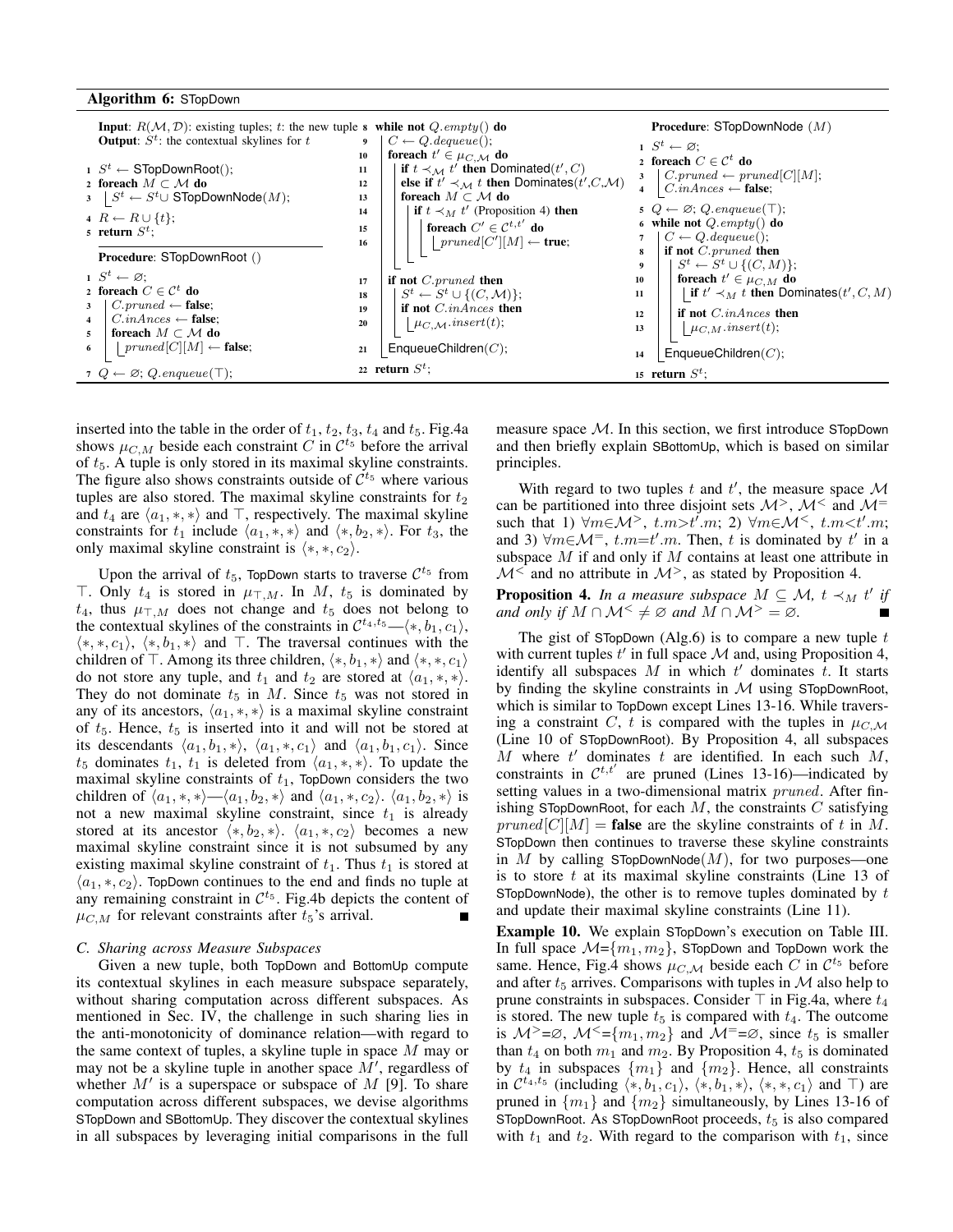**Algorithm 6:** STopDown

```
Input: R(M, D): existing tuples; t: the new tuple
Output: S^t: the contextual skylines for t

1  S^t ← STopDownRoot();
2  foreach M ⊂ M do
3    S^t ← S^t ∪ STopDownNode(M);
4  R ← R ∪ {t};
5  return S^t;

Procedure: STopDownRoot ()
1  S^t ← ∅;
2  foreach C ∈ C^t do
3    C.pruned ← false;
4    C.inAnces ← false;
5    foreach M ⊂ M do
6      pruned[C][M] ← false;
7  Q ← ∅; Q.enqueue(⊤);
8  while not Q.empty() do
9    C ← Q.dequeue();
10   foreach t' ∈ μ_{C,M} do
11     if t ≺_M t' then Dominated(t', C)
12     else if t' ≺_M t then Dominates(t', C, M)
13     foreach M ⊂ M do
14       if t ≺_M t' (Proposition 4) then
15         foreach C' ∈ C^{t,t'} do
16           pruned[C'][M] ← true;
17   if not C.pruned then
18     S^t ← S^t ∪ {(C, M)};
19     if not C.inAnces then
20       μ_{C,M}.insert(t);
21   EnqueueChildren(C);
22 return S^t;

Procedure: STopDownNode (M)
1  S^t ← ∅;
2  foreach C ∈ C^t do
3    C.pruned ← pruned[C][M];
4    C.inAnces ← false;
5  Q ← ∅; Q.enqueue(⊤);
6  while not Q.empty() do
7    C ← Q.dequeue();
8    if not C.pruned then
9      S^t ← S^t ∪ {(C, M)};
10     foreach t' ∈ μ_{C,M} do
11       if t' ≺_M t then Dominates(t', C, M)
12     if not C.inAnces then
13       μ_{C,M}.insert(t);
14   EnqueueChildren(C);
15 return S^t;
```

inserted into the table in the order of $t_1$, $t_2$, $t_3$, $t_4$ and $t_5$. Fig.4a shows $\mu_{C,M}$ beside each constraint $C$ in $\mathcal{C}^{t_5}$ before the arrival of $t_5$. A tuple is only stored in its maximal skyline constraints. The figure also shows constraints outside of $\mathcal{C}^{t_5}$ where various tuples are also stored. The maximal skyline constraints for $t_2$ and $t_4$ are $\langle a_1, *, * \rangle$ and $\top$, respectively. The maximal skyline constraints for $t_1$ include $\langle a_1, *, * \rangle$ and $\langle *, b_2, * \rangle$. For $t_3$, the only maximal skyline constraint is $\langle *, *, c_2 \rangle$.

Upon the arrival of $t_5$, TopDown starts to traverse $\mathcal{C}^{t_5}$ from $\top$. Only $t_4$ is stored in $\mu_{\top,M}$. In $M$, $t_5$ is dominated by $t_4$, thus $\mu_{\top,M}$ does not change and $t_5$ does not belong to the contextual skylines of the constraints in $\mathcal{C}^{t_4,t_5}$—$\langle *, b_1, c_1 \rangle$, $\langle *, *, c_1 \rangle$, $\langle *, b_1, * \rangle$ and $\top$. The traversal continues with the children of $\top$. Among its three children, $\langle *, b_1, * \rangle$ and $\langle *, *, c_1 \rangle$ do not store any tuple, and $t_1$ and $t_2$ are stored at $\langle a_1, *, * \rangle$. They do not dominate $t_5$ in $M$. Since $t_5$ was not stored in any of its ancestors, $\langle a_1, *, * \rangle$ is a maximal skyline constraint of $t_5$. Hence, $t_5$ is inserted into it and will not be stored at its descendants $\langle a_1, b_1, * \rangle$, $\langle a_1, *, c_1 \rangle$ and $\langle a_1, b_1, c_1 \rangle$. Since $t_5$ dominates $t_1$, $t_1$ is deleted from $\langle a_1, *, * \rangle$. To update the maximal skyline constraints of $t_1$, TopDown considers the two children of $\langle a_1, *, * \rangle$—$\langle a_1, b_2, * \rangle$ and $\langle a_1, *, c_2 \rangle$. $\langle a_1, b_2, * \rangle$ is not a new maximal skyline constraint, since $t_1$ is already stored at its ancestor $\langle *, b_2, * \rangle$. $\langle a_1, *, c_2 \rangle$ becomes a new maximal skyline constraint since it is not subsumed by any existing maximal skyline constraint of $t_1$. Thus $t_1$ is stored at $\langle a_1, *, c_2 \rangle$. TopDown continues to the end and finds no tuple at any remaining constraint in $\mathcal{C}^{t_5}$. Fig.4b depicts the content of $\mu_{C,M}$ for relevant constraints after $t_5$'s arrival. ∎

### C. Sharing across Measure Subspaces

Given a new tuple, both TopDown and BottomUp compute its contextual skylines in each measure subspace separately, without sharing computation across different subspaces. As mentioned in Sec. IV, the challenge in such sharing lies in the anti-monotonicity of dominance relation—with regard to the same context of tuples, a skyline tuple in space $M$ may or may not be a skyline tuple in another space $M'$, regardless of whether $M'$ is a superspace or subspace of $M$ [9]. To share computation across different subspaces, we devise algorithms STopDown and SBottomUp. They discover the contextual skylines in all subspaces by leveraging initial comparisons in the full measure space $\mathcal{M}$. In this section, we first introduce STopDown and then briefly explain SBottomUp, which is based on similar principles.

With regard to two tuples $t$ and $t'$, the measure space $\mathcal{M}$ can be partitioned into three disjoint sets $\mathcal{M}^>$, $\mathcal{M}^<$ and $\mathcal{M}^=$ such that 1) $\forall m \in \mathcal{M}^>,\ t.m > t'.m$; 2) $\forall m \in \mathcal{M}^<,\ t.m < t'.m$; and 3) $\forall m \in \mathcal{M}^=,\ t.m = t'.m$. Then, $t$ is dominated by $t'$ in a subspace $M$ if and only if $M$ contains at least one attribute in $\mathcal{M}^<$ and no attribute in $\mathcal{M}^>$, as stated by Proposition 4.

**Proposition 4.** *In a measure subspace $M \subseteq \mathcal{M}$, $t \prec_M t'$ if and only if $M \cap \mathcal{M}^< \neq \varnothing$ and $M \cap \mathcal{M}^> = \varnothing$.* ∎

The gist of STopDown (Alg.6) is to compare a new tuple $t$ with current tuples $t'$ in full space $\mathcal{M}$ and, using Proposition 4, identify all subspaces $M$ in which $t'$ dominates $t$. It starts by finding the skyline constraints in $\mathcal{M}$ using STopDownRoot, which is similar to TopDown except Lines 13-16. While traversing a constraint $C$, $t$ is compared with the tuples in $\mu_{C,\mathcal{M}}$ (Line 10 of STopDownRoot). By Proposition 4, all subspaces $M$ where $t'$ dominates $t$ are identified. In each such $M$, constraints in $\mathcal{C}^{t,t'}$ are pruned (Lines 13-16)—indicated by setting values in a two-dimensional matrix *pruned*. After finishing STopDownRoot, for each $M$, the constraints $C$ satisfying $pruned[C][M] =$ **false** are the skyline constraints of $t$ in $M$. STopDown then continues to traverse these skyline constraints in $M$ by calling STopDownNode($M$), for two purposes—one is to store $t$ at its maximal skyline constraints (Line 13 of STopDownNode), the other is to remove tuples dominated by $t$ and update their maximal skyline constraints (Line 11).

**Example 10.** We explain STopDown's execution on Table III. In full space $\mathcal{M}=\{m_1, m_2\}$, STopDown and TopDown work the same. Hence, Fig.4 shows $\mu_{C,\mathcal{M}}$ beside each $C$ in $\mathcal{C}^{t_5}$ before and after $t_5$ arrives. Comparisons with tuples in $\mathcal{M}$ also help to prune constraints in subspaces. Consider $\top$ in Fig.4a, where $t_4$ is stored. The new tuple $t_5$ is compared with $t_4$. The outcome is $\mathcal{M}^>=\varnothing$, $\mathcal{M}^<=\{m_1, m_2\}$ and $\mathcal{M}^==\varnothing$, since $t_5$ is smaller than $t_4$ on both $m_1$ and $m_2$. By Proposition 4, $t_5$ is dominated by $t_4$ in subspaces $\{m_1\}$ and $\{m_2\}$. Hence, all constraints in $\mathcal{C}^{t_4,t_5}$ (including $\langle *, b_1, c_1 \rangle$, $\langle *, b_1, * \rangle$, $\langle *, *, c_1 \rangle$ and $\top$) are pruned in $\{m_1\}$ and $\{m_2\}$ simultaneously, by Lines 13-16 of STopDownRoot. As STopDownRoot proceeds, $t_5$ is also compared with $t_1$ and $t_2$. With regard to the comparison with $t_1$, since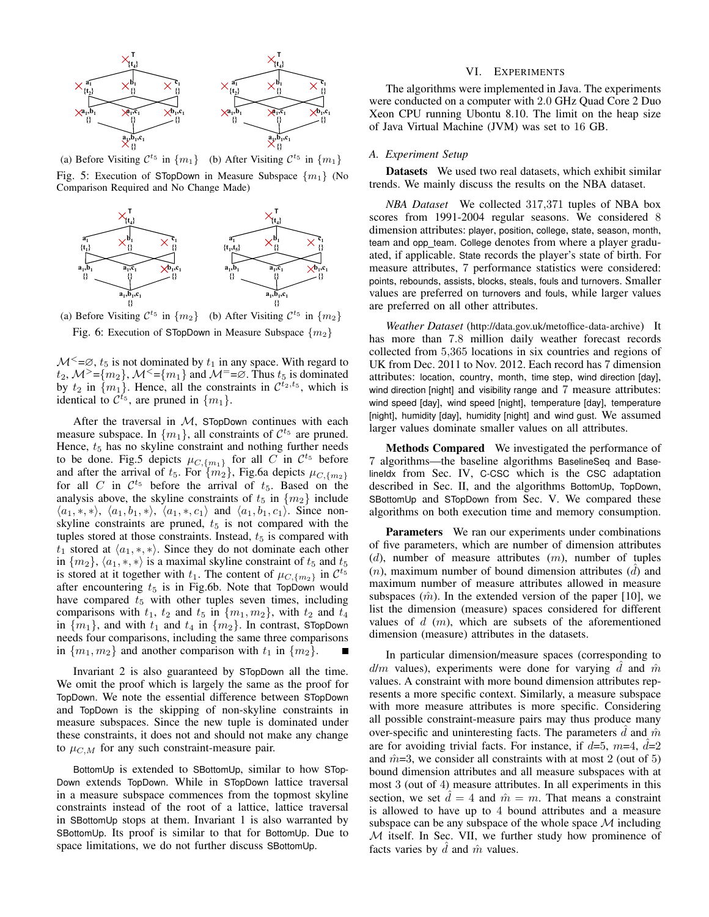(a) Before Visiting $\mathcal{C}^{t_5}$ in $\{m_1\}$ (b) After Visiting $\mathcal{C}^{t_5}$ in $\{m_1\}$

Fig. 5: Execution of STopDown in Measure Subspace $\{m_1\}$ (No Comparison Required and No Change Made)

(a) Before Visiting $\mathcal{C}^{t_5}$ in $\{m_2\}$ (b) After Visiting $\mathcal{C}^{t_5}$ in $\{m_2\}$

Fig. 6: Execution of STopDown in Measure Subspace $\{m_2\}$

$\mathcal{M}^{<}=\varnothing$, $t_5$ is not dominated by $t_1$ in any space. With regard to $t_2$, $\mathcal{M}^{>}=\{m_2\}$, $\mathcal{M}^{<}=\{m_1\}$ and $\mathcal{M}^{=}=\varnothing$. Thus $t_5$ is dominated by $t_2$ in $\{m_1\}$. Hence, all the constraints in $\mathcal{C}^{t_2,t_5}$, which is identical to $\mathcal{C}^{t_5}$, are pruned in $\{m_1\}$.

After the traversal in $\mathcal{M}$, STopDown continues with each measure subspace. In $\{m_1\}$, all constraints of $\mathcal{C}^{t_5}$ are pruned. Hence, $t_5$ has no skyline constraint and nothing further needs to be done. Fig.5 depicts $\mu_{C,\{m_1\}}$ for all $C$ in $\mathcal{C}^{t_5}$ before and after the arrival of $t_5$. For $\{m_2\}$, Fig.6a depicts $\mu_{C,\{m_2\}}$ for all $C$ in $\mathcal{C}^{t_5}$ before the arrival of $t_5$. Based on the analysis above, the skyline constraints of $t_5$ in $\{m_2\}$ include $\langle a_1,*,*\rangle$, $\langle a_1,b_1,*\rangle$, $\langle a_1,*,c_1\rangle$ and $\langle a_1,b_1,c_1\rangle$. Since non-skyline constraints are pruned, $t_5$ is not compared with the tuples stored at those constraints. Instead, $t_5$ is compared with $t_1$ stored at $\langle a_1,*,*\rangle$. Since they do not dominate each other in $\{m_2\}$, $\langle a_1,*,*\rangle$ is a maximal skyline constraint of $t_5$ and $t_5$ is stored at it together with $t_1$. The content of $\mu_{C,\{m_2\}}$ in $\mathcal{C}^{t_5}$ after encountering $t_5$ is in Fig.6b. Note that TopDown would have compared $t_5$ with other tuples seven times, including comparisons with $t_1$, $t_2$ and $t_5$ in $\{m_1,m_2\}$, with $t_2$ and $t_4$ in $\{m_1\}$, and with $t_1$ and $t_4$ in $\{m_2\}$. In contrast, STopDown needs four comparisons, including the same three comparisons in $\{m_1,m_2\}$ and another comparison with $t_1$ in $\{m_2\}$. ∎

Invariant 2 is also guaranteed by STopDown all the time. We omit the proof which is largely the same as the proof for TopDown. We note the essential difference between STopDown and TopDown is the skipping of non-skyline constraints in measure subspaces. Since the new tuple is dominated under these constraints, it does not and should not make any change to $\mu_{C,M}$ for any such constraint-measure pair.

BottomUp is extended to SBottomUp, similar to how STopDown extends TopDown. While in STopDown lattice traversal in a measure subspace commences from the topmost skyline constraints instead of the root of a lattice, lattice traversal in SBottomUp stops at them. Invariant 1 is also warranted by SBottomUp. Its proof is similar to that for BottomUp. Due to space limitations, we do not further discuss SBottomUp.

# VI. Experiments

The algorithms were implemented in Java. The experiments were conducted on a computer with 2.0 GHz Quad Core 2 Duo Xeon CPU running Ubontu 8.10. The limit on the heap size of Java Virtual Machine (JVM) was set to 16 GB.

## A. Experiment Setup

**Datasets** We used two real datasets, which exhibit similar trends. We mainly discuss the results on the NBA dataset.

*NBA Dataset* We collected 317,371 tuples of NBA box scores from 1991-2004 regular seasons. We considered 8 dimension attributes: player, position, college, state, season, month, team and opp_team. College denotes from where a player graduated, if applicable. State records the player's state of birth. For measure attributes, 7 performance statistics were considered: points, rebounds, assists, blocks, steals, fouls and turnovers. Smaller values are preferred on turnovers and fouls, while larger values are preferred on all other attributes.

*Weather Dataset* (http://data.gov.uk/metoffice-data-archive) It has more than 7.8 million daily weather forecast records collected from 5,365 locations in six countries and regions of UK from Dec. 2011 to Nov. 2012. Each record has 7 dimension attributes: location, country, month, time step, wind direction [day], wind direction [night] and visibility range and 7 measure attributes: wind speed [day], wind speed [night], temperature [day], temperature [night], humidity [day], humidity [night] and wind gust. We assumed larger values dominate smaller values on all attributes.

**Methods Compared** We investigated the performance of 7 algorithms—the baseline algorithms BaselineSeq and BaselineIdx from Sec. IV, C-CSC which is the CSC adaptation described in Sec. II, and the algorithms BottomUp, TopDown, SBottomUp and STopDown from Sec. V. We compared these algorithms on both execution time and memory consumption.

**Parameters** We ran our experiments under combinations of five parameters, which are number of dimension attributes ($d$), number of measure attributes ($m$), number of tuples ($n$), maximum number of bound dimension attributes ($\hat{d}$) and maximum number of measure attributes allowed in measure subspaces ($\hat{m}$). In the extended version of the paper [10], we list the dimension (measure) spaces considered for different values of $d$ ($m$), which are subsets of the aforementioned dimension (measure) attributes in the datasets.

In particular dimension/measure spaces (corresponding to $d/m$ values), experiments were done for varying $\hat{d}$ and $\hat{m}$ values. A constraint with more bound dimension attributes represents a more specific context. Similarly, a measure subspace with more measure attributes is more specific. Considering all possible constraint-measure pairs may thus produce many over-specific and uninteresting facts. The parameters $\hat{d}$ and $\hat{m}$ are for avoiding trivial facts. For instance, if $d$=5, $m$=4, $\hat{d}$=2 and $\hat{m}$=3, we consider all constraints with at most 2 (out of 5) bound dimension attributes and all measure subspaces with at most 3 (out of 4) measure attributes. In all experiments in this section, we set $\hat{d}=4$ and $\hat{m}=m$. That means a constraint is allowed to have up to 4 bound attributes and a measure subspace can be any subspace of the whole space $\mathcal{M}$ including $\mathcal{M}$ itself. In Sec. VII, we further study how prominence of facts varies by $\hat{d}$ and $\hat{m}$ values.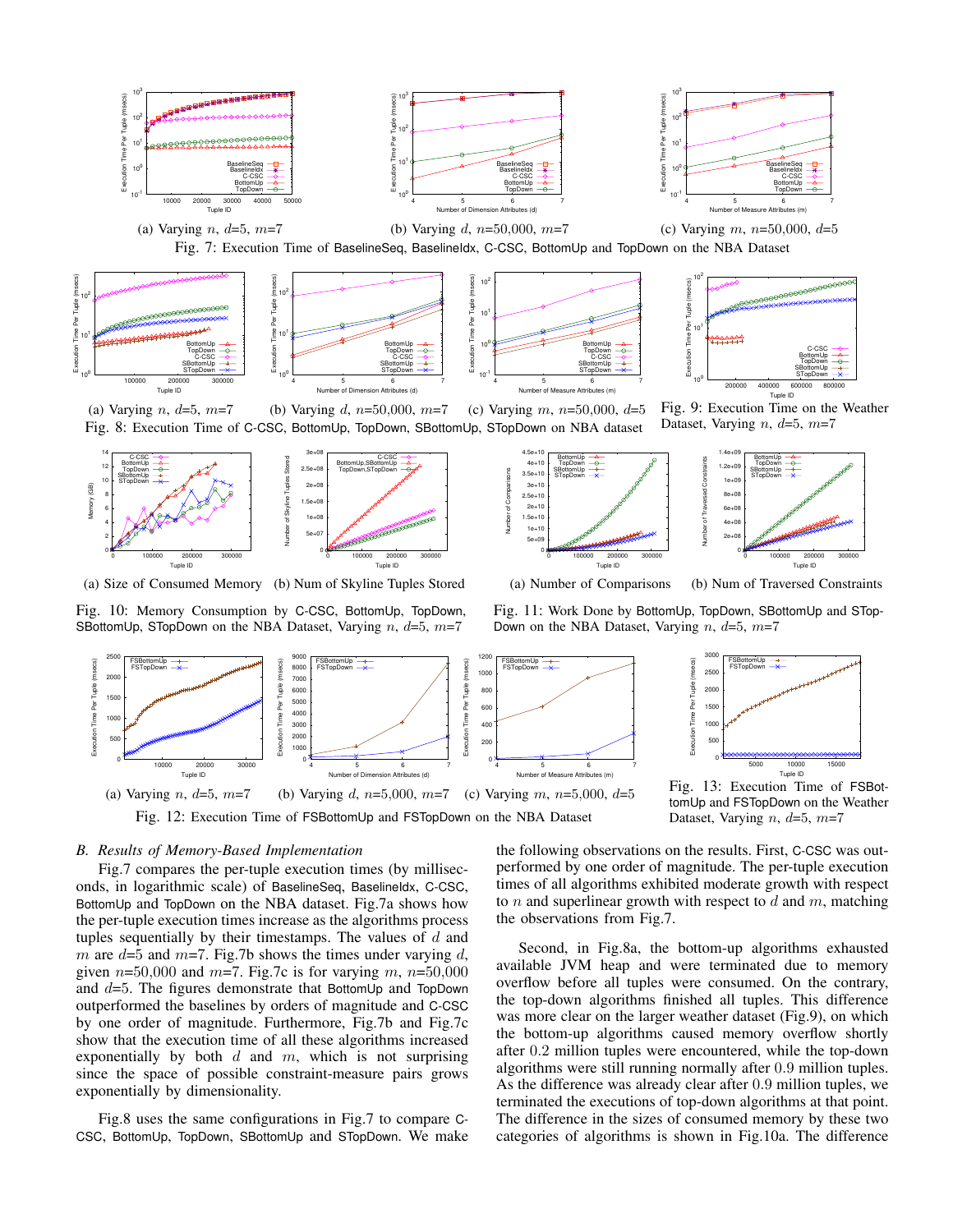(a) Varying $n$, $d$=5, $m$=7

(b) Varying $d$, $n$=50,000, $m$=7

(c) Varying $m$, $n$=50,000, $d$=5

Fig. 7: Execution Time of BaselineSeq, BaselineIdx, C-CSC, BottomUp and TopDown on the NBA Dataset

(a) Varying $n$, $d$=5, $m$=7

(b) Varying $d$, $n$=50,000, $m$=7

(c) Varying $m$, $n$=50,000, $d$=5

Fig. 8: Execution Time of C-CSC, BottomUp, TopDown, SBottomUp, STopDown on NBA dataset

Fig. 9: Execution Time on the Weather Dataset, Varying $n$, $d$=5, $m$=7

(a) Size of Consumed Memory

(b) Num of Skyline Tuples Stored

Fig. 10: Memory Consumption by C-CSC, BottomUp, TopDown, SBottomUp, STopDown on the NBA Dataset, Varying $n$, $d$=5, $m$=7

(a) Number of Comparisons

(b) Num of Traversed Constraints

Fig. 11: Work Done by BottomUp, TopDown, SBottomUp and STopDown on the NBA Dataset, Varying $n$, $d$=5, $m$=7

(a) Varying $n$, $d$=5, $m$=7

(b) Varying $d$, $n$=5,000, $m$=7

(c) Varying $m$, $n$=5,000, $d$=5

Fig. 12: Execution Time of FSBottomUp and FSTopDown on the NBA Dataset

Fig. 13: Execution Time of FSBottomUp and FSTopDown on the Weather Dataset, Varying $n$, $d$=5, $m$=7

### B. Results of Memory-Based Implementation

Fig.7 compares the per-tuple execution times (by milliseconds, in logarithmic scale) of BaselineSeq, BaselineIdx, C-CSC, BottomUp and TopDown on the NBA dataset. Fig.7a shows how the per-tuple execution times increase as the algorithms process tuples sequentially by their timestamps. The values of $d$ and $m$ are $d$=5 and $m$=7. Fig.7b shows the times under varying $d$, given $n$=50,000 and $m$=7. Fig.7c is for varying $m$, $n$=50,000 and $d$=5. The figures demonstrate that BottomUp and TopDown outperformed the baselines by orders of magnitude and C-CSC by one order of magnitude. Furthermore, Fig.7b and Fig.7c show that the execution time of all these algorithms increased exponentially by both $d$ and $m$, which is not surprising since the space of possible constraint-measure pairs grows exponentially by dimensionality.

Fig.8 uses the same configurations in Fig.7 to compare C-CSC, BottomUp, TopDown, SBottomUp and STopDown. We make the following observations on the results. First, C-CSC was outperformed by one order of magnitude. The per-tuple execution times of all algorithms exhibited moderate growth with respect to $n$ and superlinear growth with respect to $d$ and $m$, matching the observations from Fig.7.

Second, in Fig.8a, the bottom-up algorithms exhausted available JVM heap and were terminated due to memory overflow before all tuples were consumed. On the contrary, the top-down algorithms finished all tuples. This difference was more clear on the larger weather dataset (Fig.9), on which the bottom-up algorithms caused memory overflow shortly after 0.2 million tuples were encountered, while the top-down algorithms were still running normally after 0.9 million tuples. As the difference was already clear after 0.9 million tuples, we terminated the executions of top-down algorithms at that point. The difference in the sizes of consumed memory by these two categories of algorithms is shown in Fig.10a. The difference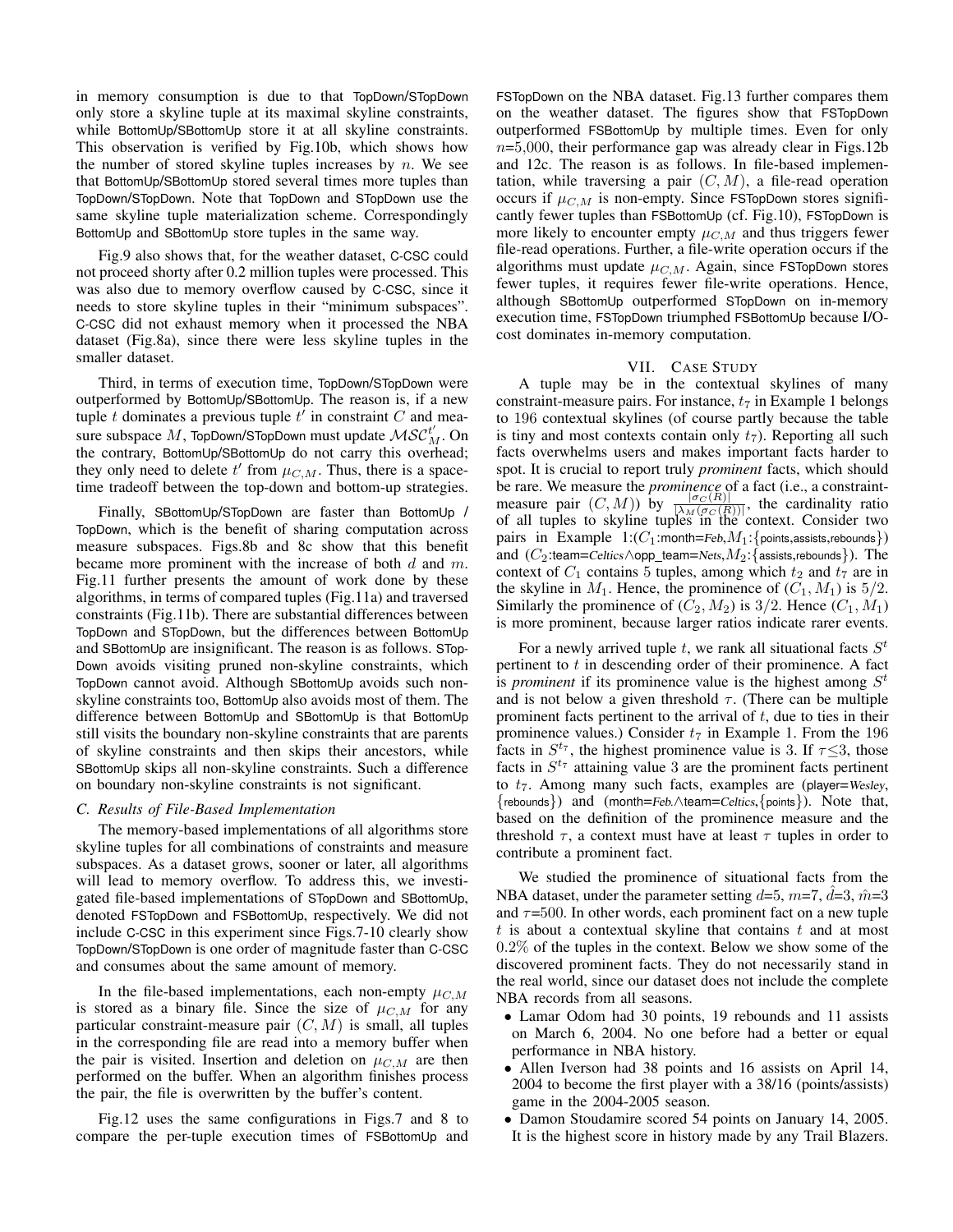in memory consumption is due to that TopDown/STopDown only store a skyline tuple at its maximal skyline constraints, while BottomUp/SBottomUp store it at all skyline constraints. This observation is verified by Fig.10b, which shows how the number of stored skyline tuples increases by $n$. We see that BottomUp/SBottomUp stored several times more tuples than TopDown/STopDown. Note that TopDown and STopDown use the same skyline tuple materialization scheme. Correspondingly BottomUp and SBottomUp store tuples in the same way.

Fig.9 also shows that, for the weather dataset, C-CSC could not proceed shorty after 0.2 million tuples were processed. This was also due to memory overflow caused by C-CSC, since it needs to store skyline tuples in their "minimum subspaces". C-CSC did not exhaust memory when it processed the NBA dataset (Fig.8a), since there were less skyline tuples in the smaller dataset.

Third, in terms of execution time, TopDown/STopDown were outperformed by BottomUp/SBottomUp. The reason is, if a new tuple $t$ dominates a previous tuple $t'$ in constraint $C$ and measure subspace $M$, TopDown/STopDown must update $\mathcal{MSC}^{t'}_M$. On the contrary, BottomUp/SBottomUp do not carry this overhead; they only need to delete $t'$ from $\mu_{C,M}$. Thus, there is a space-time tradeoff between the top-down and bottom-up strategies.

Finally, SBottomUp/STopDown are faster than BottomUp / TopDown, which is the benefit of sharing computation across measure subspaces. Figs.8b and 8c show that this benefit became more prominent with the increase of both $d$ and $m$. Fig.11 further presents the amount of work done by these algorithms, in terms of compared tuples (Fig.11a) and traversed constraints (Fig.11b). There are substantial differences between TopDown and STopDown, but the differences between BottomUp and SBottomUp are insignificant. The reason is as follows. STopDown avoids visiting pruned non-skyline constraints, which TopDown cannot avoid. Although SBottomUp avoids such non-skyline constraints too, BottomUp also avoids most of them. The difference between BottomUp and SBottomUp is that BottomUp still visits the boundary non-skyline constraints that are parents of skyline constraints and then skips their ancestors, while SBottomUp skips all non-skyline constraints. Such a difference on boundary non-skyline constraints is not significant.

### C. Results of File-Based Implementation

The memory-based implementations of all algorithms store skyline tuples for all combinations of constraints and measure subspaces. As a dataset grows, sooner or later, all algorithms will lead to memory overflow. To address this, we investigated file-based implementations of STopDown and SBottomUp, denoted FSTopDown and FSBottomUp, respectively. We did not include C-CSC in this experiment since Figs.7-10 clearly show TopDown/STopDown is one order of magnitude faster than C-CSC and consumes about the same amount of memory.

In the file-based implementations, each non-empty $\mu_{C,M}$ is stored as a binary file. Since the size of $\mu_{C,M}$ for any particular constraint-measure pair $(C, M)$ is small, all tuples in the corresponding file are read into a memory buffer when the pair is visited. Insertion and deletion on $\mu_{C,M}$ are then performed on the buffer. When an algorithm finishes process the pair, the file is overwritten by the buffer's content.

Fig.12 uses the same configurations in Figs.7 and 8 to compare the per-tuple execution times of FSBottomUp and FSTopDown on the NBA dataset. Fig.13 further compares them on the weather dataset. The figures show that FSTopDown outperformed FSBottomUp by multiple times. Even for only $n$=5,000, their performance gap was already clear in Figs.12b and 12c. The reason is as follows. In file-based implementation, while traversing a pair $(C, M)$, a file-read operation occurs if $\mu_{C,M}$ is non-empty. Since FSTopDown stores significantly fewer tuples than FSBottomUp (cf. Fig.10), FSTopDown is more likely to encounter empty $\mu_{C,M}$ and thus triggers fewer file-read operations. Further, a file-write operation occurs if the algorithms must update $\mu_{C,M}$. Again, since FSTopDown stores fewer tuples, it requires fewer file-write operations. Hence, although SBottomUp outperformed STopDown on in-memory execution time, FSTopDown triumphed FSBottomUp because I/O-cost dominates in-memory computation.

## VII. Case Study

A tuple may be in the contextual skylines of many constraint-measure pairs. For instance, $t_7$ in Example 1 belongs to 196 contextual skylines (of course partly because the table is tiny and most contexts contain only $t_7$). Reporting all such facts overwhelms users and makes important facts harder to spot. It is crucial to report truly *prominent* facts, which should be rare. We measure the *prominence* of a fact (i.e., a constraint-measure pair $(C, M)$) by $\frac{|\sigma_C(R)|}{|\lambda_M(\sigma_C(R))|}$, the cardinality ratio of all tuples to skyline tuples in the context. Consider two pairs in Example 1:($C_1$:month=*Feb*,$M_1$:{points,assists,rebounds}) and ($C_2$:team=*Celtics*∧opp_team=*Nets*,$M_2$:{assists,rebounds}). The context of $C_1$ contains 5 tuples, among which $t_2$ and $t_7$ are in the skyline in $M_1$. Hence, the prominence of $(C_1, M_1)$ is $5/2$. Similarly the prominence of $(C_2, M_2)$ is $3/2$. Hence $(C_1, M_1)$ is more prominent, because larger ratios indicate rarer events.

For a newly arrived tuple $t$, we rank all situational facts $S^t$ pertinent to $t$ in descending order of their prominence. A fact is *prominent* if its prominence value is the highest among $S^t$ and is not below a given threshold $\tau$. (There can be multiple prominent facts pertinent to the arrival of $t$, due to ties in their prominence values.) Consider $t_7$ in Example 1. From the 196 facts in $S^{t_7}$, the highest prominence value is 3. If $\tau \leq 3$, those facts in $S^{t_7}$ attaining value 3 are the prominent facts pertinent to $t_7$. Among many such facts, examples are (player=*Wesley*, {rebounds}) and (month=*Feb.*∧team=*Celtics*,{points}). Note that, based on the definition of the prominence measure and the threshold $\tau$, a context must have at least $\tau$ tuples in order to contribute a prominent fact.

We studied the prominence of situational facts from the NBA dataset, under the parameter setting $d$=5, $m$=7, $\hat{d}$=3, $\hat{m}$=3 and $\tau$=500. In other words, each prominent fact on a new tuple $t$ is about a contextual skyline that contains $t$ and at most 0.2% of the tuples in the context. Below we show some of the discovered prominent facts. They do not necessarily stand in the real world, since our dataset does not include the complete NBA records from all seasons.

- Lamar Odom had 30 points, 19 rebounds and 11 assists on March 6, 2004. No one before had a better or equal performance in NBA history.
- Allen Iverson had 38 points and 16 assists on April 14, 2004 to become the first player with a 38/16 (points/assists) game in the 2004-2005 season.
- Damon Stoudamire scored 54 points on January 14, 2005. It is the highest score in history made by any Trail Blazers.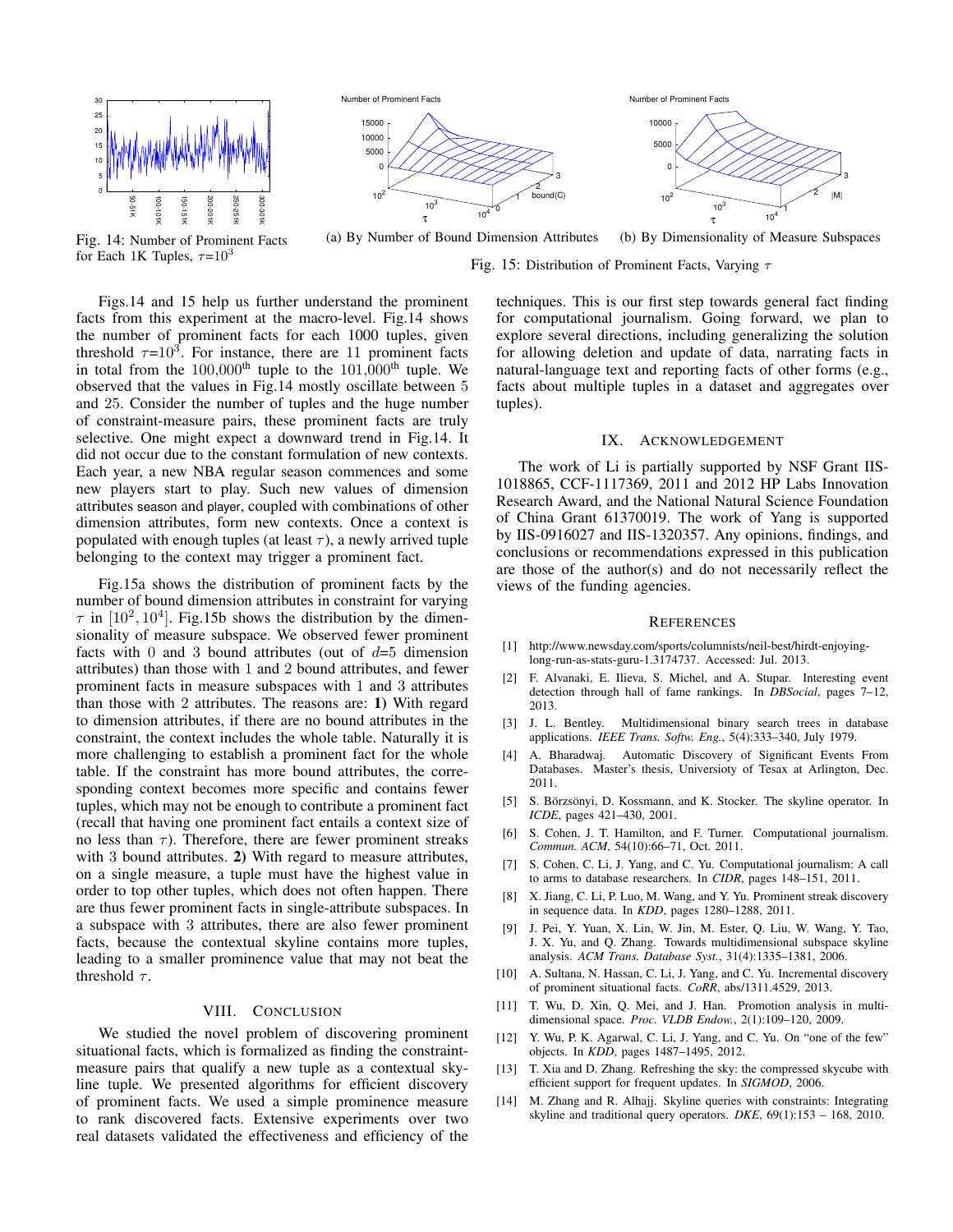30
25
20
15
10
5
0
50-51K
100-101K
150-151K
200-201K
250-251K
300-301K

Fig. 14: Number of Prominent Facts for Each 1K Tuples, $\tau$=$10^3$

Number of Prominent Facts
15000
10000
5000
0
$10^2$
$10^3$
$\tau$
$10^4$
0
1
2
3
bound(C)

(a) By Number of Bound Dimension Attributes

Number of Prominent Facts
10000
5000
0
$10^2$
$10^3$
$\tau$
$10^4$
1
2
3
|M|

(b) By Dimensionality of Measure Subspaces

Fig. 15: Distribution of Prominent Facts, Varying $\tau$

Figs.14 and 15 help us further understand the prominent facts from this experiment at the macro-level. Fig.14 shows the number of prominent facts for each 1000 tuples, given threshold $\tau$=$10^3$. For instance, there are 11 prominent facts in total from the $100{,}000^{\text{th}}$ tuple to the $101{,}000^{\text{th}}$ tuple. We observed that the values in Fig.14 mostly oscillate between 5 and 25. Consider the number of tuples and the huge number of constraint-measure pairs, these prominent facts are truly selective. One might expect a downward trend in Fig.14. It did not occur due to the constant formulation of new contexts. Each year, a new NBA regular season commences and some new players start to play. Such new values of dimension attributes season and player, coupled with combinations of other dimension attributes, form new contexts. Once a context is populated with enough tuples (at least $\tau$), a newly arrived tuple belonging to the context may trigger a prominent fact.

Fig.15a shows the distribution of prominent facts by the number of bound dimension attributes in constraint for varying $\tau$ in $[10^2, 10^4]$. Fig.15b shows the distribution by the dimensionality of measure subspace. We observed fewer prominent facts with 0 and 3 bound attributes (out of $d$=5 dimension attributes) than those with 1 and 2 bound attributes, and fewer prominent facts in measure subspaces with 1 and 3 attributes than those with 2 attributes. The reasons are: **1)** With regard to dimension attributes, if there are no bound attributes in the constraint, the context includes the whole table. Naturally it is more challenging to establish a prominent fact for the whole table. If the constraint has more bound attributes, the corresponding context becomes more specific and contains fewer tuples, which may not be enough to contribute a prominent fact (recall that having one prominent fact entails a context size of no less than $\tau$). Therefore, there are fewer prominent streaks with 3 bound attributes. **2)** With regard to measure attributes, on a single measure, a tuple must have the highest value in order to top other tuples, which does not often happen. There are thus fewer prominent facts in single-attribute subspaces. In a subspace with 3 attributes, there are also fewer prominent facts, because the contextual skyline contains more tuples, leading to a smaller prominence value that may not beat the threshold $\tau$.

## VIII. Conclusion

We studied the novel problem of discovering prominent situational facts, which is formalized as finding the constraint-measure pairs that qualify a new tuple as a contextual skyline tuple. We presented algorithms for efficient discovery of prominent facts. We used a simple prominence measure to rank discovered facts. Extensive experiments over two real datasets validated the effectiveness and efficiency of the techniques. This is our first step towards general fact finding for computational journalism. Going forward, we plan to explore several directions, including generalizing the solution for allowing deletion and update of data, narrating facts in natural-language text and reporting facts of other forms (e.g., facts about multiple tuples in a dataset and aggregates over tuples).

## IX. Acknowledgement

The work of Li is partially supported by NSF Grant IIS-1018865, CCF-1117369, 2011 and 2012 HP Labs Innovation Research Award, and the National Natural Science Foundation of China Grant 61370019. The work of Yang is supported by IIS-0916027 and IIS-1320357. Any opinions, findings, and conclusions or recommendations expressed in this publication are those of the author(s) and do not necessarily reflect the views of the funding agencies.

## References

[1] http://www.newsday.com/sports/columnists/neil-best/hirdt-enjoying-long-run-as-stats-guru-1.3174737. Accessed: Jul. 2013.

[2] F. Alvanaki, E. Ilieva, S. Michel, and A. Stupar. Interesting event detection through hall of fame rankings. In *DBSocial*, pages 7–12, 2013.

[3] J. L. Bentley. Multidimensional binary search trees in database applications. *IEEE Trans. Softw. Eng.*, 5(4):333–340, July 1979.

[4] A. Bharadwaj. Automatic Discovery of Significant Events From Databases. Master's thesis, Universioty of Tesax at Arlington, Dec. 2011.

[5] S. Börzsönyi, D. Kossmann, and K. Stocker. The skyline operator. In *ICDE*, pages 421–430, 2001.

[6] S. Cohen, J. T. Hamilton, and F. Turner. Computational journalism. *Commun. ACM*, 54(10):66–71, Oct. 2011.

[7] S. Cohen, C. Li, J. Yang, and C. Yu. Computational journalism: A call to arms to database researchers. In *CIDR*, pages 148–151, 2011.

[8] X. Jiang, C. Li, P. Luo, M. Wang, and Y. Yu. Prominent streak discovery in sequence data. In *KDD*, pages 1280–1288, 2011.

[9] J. Pei, Y. Yuan, X. Lin, W. Jin, M. Ester, Q. Liu, W. Wang, Y. Tao, J. X. Yu, and Q. Zhang. Towards multidimensional subspace skyline analysis. *ACM Trans. Database Syst.*, 31(4):1335–1381, 2006.

[10] A. Sultana, N. Hassan, C. Li, J. Yang, and C. Yu. Incremental discovery of prominent situational facts. *CoRR*, abs/1311.4529, 2013.

[11] T. Wu, D. Xin, Q. Mei, and J. Han. Promotion analysis in multi-dimensional space. *Proc. VLDB Endow.*, 2(1):109–120, 2009.

[12] Y. Wu, P. K. Agarwal, C. Li, J. Yang, and C. Yu. On "one of the few" objects. In *KDD*, pages 1487–1495, 2012.

[13] T. Xia and D. Zhang. Refreshing the sky: the compressed skycube with efficient support for frequent updates. In *SIGMOD*, 2006.

[14] M. Zhang and R. Alhajj. Skyline queries with constraints: Integrating skyline and traditional query operators. *DKE*, 69(1):153 – 168, 2010.